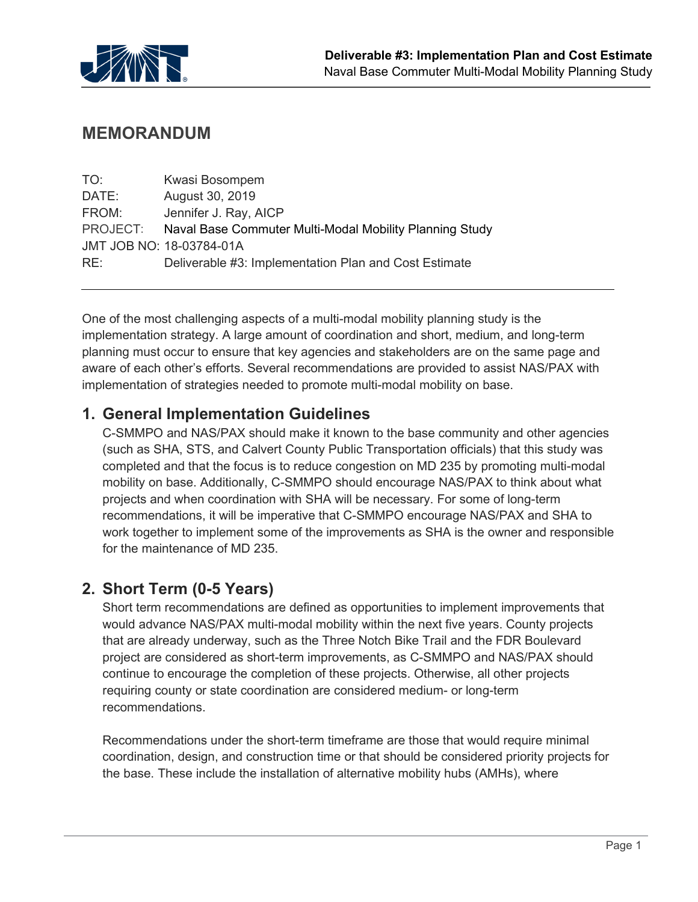# MEMORANDUM

TO: Kwasi Bosompem
DATE: August 30, 2019
FROM: Jennifer J. Ray, AICP
PROJECT: Naval Base Commuter Multi-Modal Mobility Planning Study
JMT JOB NO: 18-03784-01A
RE: Deliverable #3: Implementation Plan and Cost Estimate

---

One of the most challenging aspects of a multi-modal mobility planning study is the implementation strategy. A large amount of coordination and short, medium, and long-term planning must occur to ensure that key agencies and stakeholders are on the same page and aware of each other's efforts. Several recommendations are provided to assist NAS/PAX with implementation of strategies needed to promote multi-modal mobility on base.

## 1. General Implementation Guidelines

C-SMMPO and NAS/PAX should make it known to the base community and other agencies (such as SHA, STS, and Calvert County Public Transportation officials) that this study was completed and that the focus is to reduce congestion on MD 235 by promoting multi-modal mobility on base. Additionally, C-SMMPO should encourage NAS/PAX to think about what projects and when coordination with SHA will be necessary. For some of long-term recommendations, it will be imperative that C-SMMPO encourage NAS/PAX and SHA to work together to implement some of the improvements as SHA is the owner and responsible for the maintenance of MD 235.

## 2. Short Term (0-5 Years)

Short term recommendations are defined as opportunities to implement improvements that would advance NAS/PAX multi-modal mobility within the next five years. County projects that are already underway, such as the Three Notch Bike Trail and the FDR Boulevard project are considered as short-term improvements, as C-SMMPO and NAS/PAX should continue to encourage the completion of these projects. Otherwise, all other projects requiring county or state coordination are considered medium- or long-term recommendations.

Recommendations under the short-term timeframe are those that would require minimal coordination, design, and construction time or that should be considered priority projects for the base. These include the installation of alternative mobility hubs (AMHs), where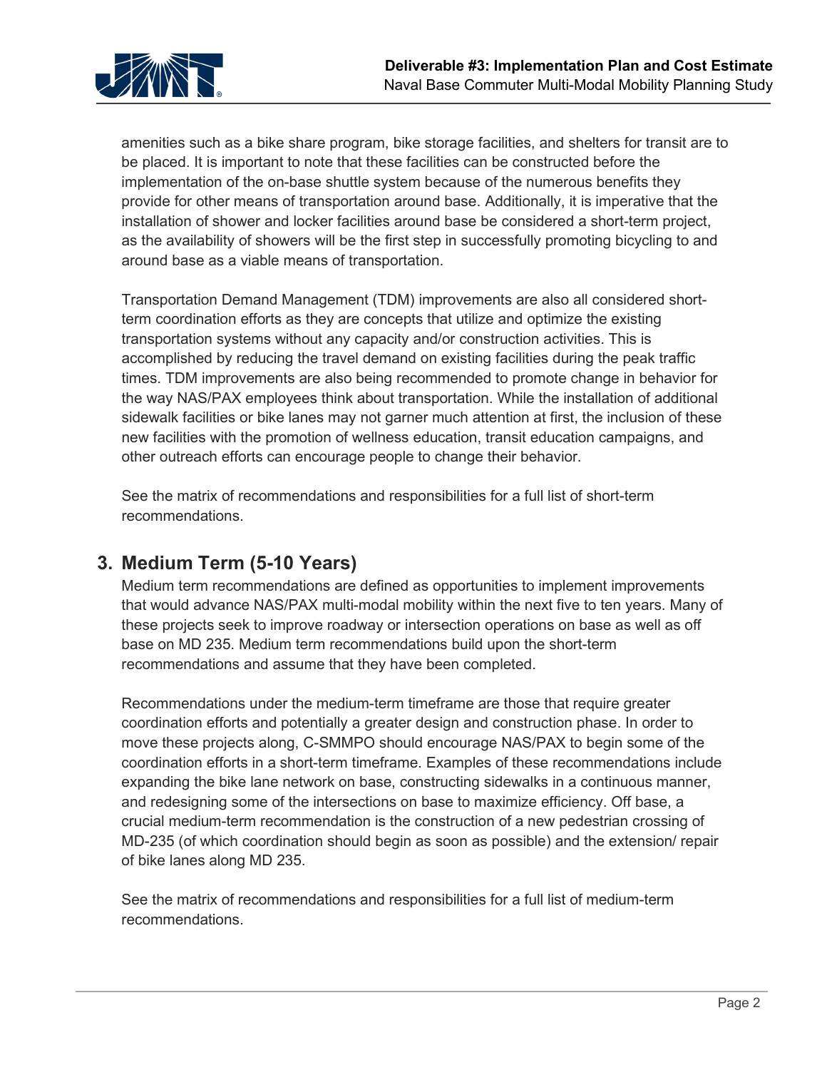amenities such as a bike share program, bike storage facilities, and shelters for transit are to be placed. It is important to note that these facilities can be constructed before the implementation of the on-base shuttle system because of the numerous benefits they provide for other means of transportation around base. Additionally, it is imperative that the installation of shower and locker facilities around base be considered a short-term project, as the availability of showers will be the first step in successfully promoting bicycling to and around base as a viable means of transportation.

Transportation Demand Management (TDM) improvements are also all considered short-term coordination efforts as they are concepts that utilize and optimize the existing transportation systems without any capacity and/or construction activities. This is accomplished by reducing the travel demand on existing facilities during the peak traffic times. TDM improvements are also being recommended to promote change in behavior for the way NAS/PAX employees think about transportation. While the installation of additional sidewalk facilities or bike lanes may not garner much attention at first, the inclusion of these new facilities with the promotion of wellness education, transit education campaigns, and other outreach efforts can encourage people to change their behavior.

See the matrix of recommendations and responsibilities for a full list of short-term recommendations.

## 3. Medium Term (5-10 Years)

Medium term recommendations are defined as opportunities to implement improvements that would advance NAS/PAX multi-modal mobility within the next five to ten years. Many of these projects seek to improve roadway or intersection operations on base as well as off base on MD 235. Medium term recommendations build upon the short-term recommendations and assume that they have been completed.

Recommendations under the medium-term timeframe are those that require greater coordination efforts and potentially a greater design and construction phase. In order to move these projects along, C-SMMPO should encourage NAS/PAX to begin some of the coordination efforts in a short-term timeframe. Examples of these recommendations include expanding the bike lane network on base, constructing sidewalks in a continuous manner, and redesigning some of the intersections on base to maximize efficiency. Off base, a crucial medium-term recommendation is the construction of a new pedestrian crossing of MD-235 (of which coordination should begin as soon as possible) and the extension/ repair of bike lanes along MD 235.

See the matrix of recommendations and responsibilities for a full list of medium-term recommendations.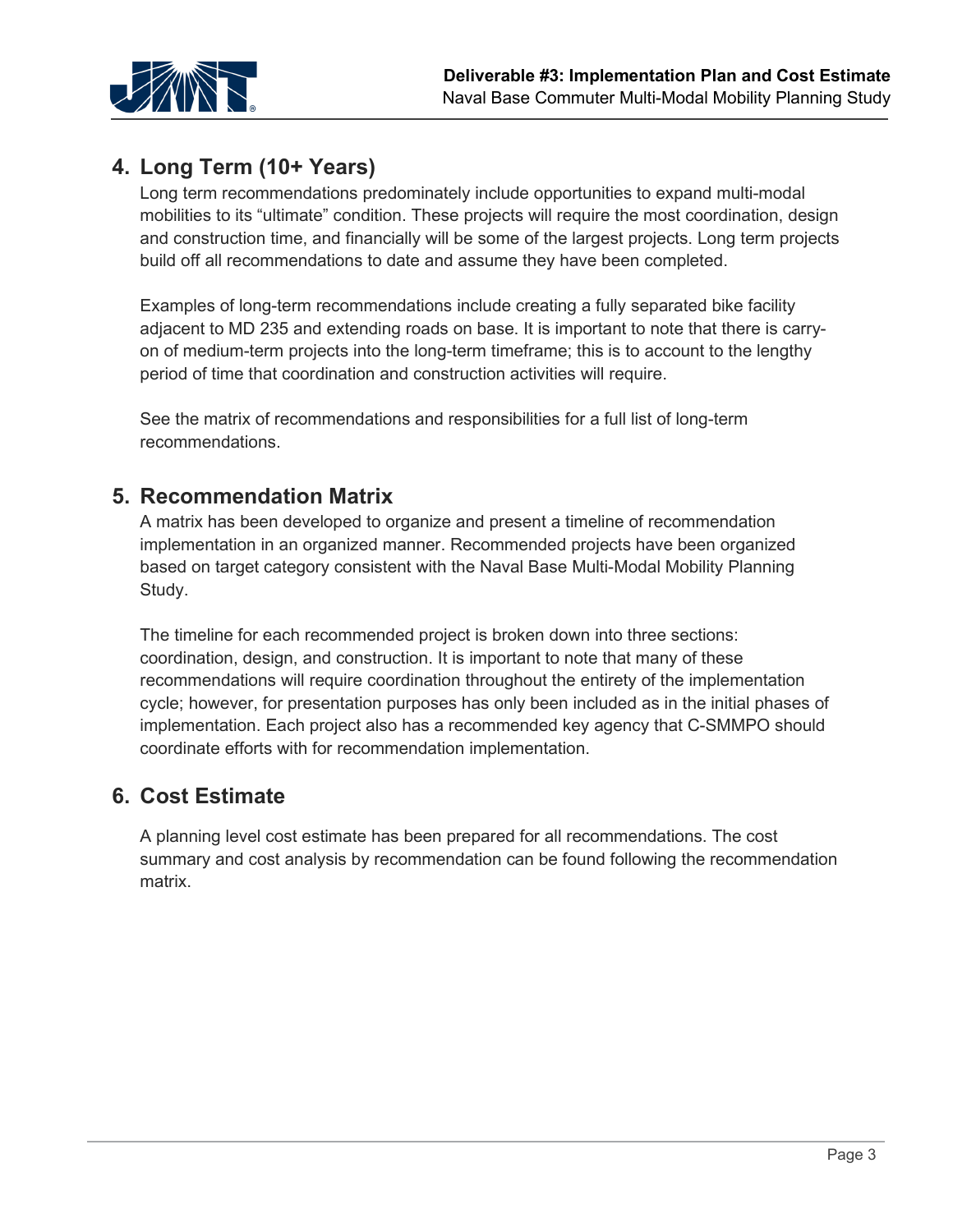## 4. Long Term (10+ Years)

Long term recommendations predominately include opportunities to expand multi-modal mobilities to its "ultimate" condition. These projects will require the most coordination, design and construction time, and financially will be some of the largest projects. Long term projects build off all recommendations to date and assume they have been completed.

Examples of long-term recommendations include creating a fully separated bike facility adjacent to MD 235 and extending roads on base. It is important to note that there is carry-on of medium-term projects into the long-term timeframe; this is to account to the lengthy period of time that coordination and construction activities will require.

See the matrix of recommendations and responsibilities for a full list of long-term recommendations.

## 5. Recommendation Matrix

A matrix has been developed to organize and present a timeline of recommendation implementation in an organized manner. Recommended projects have been organized based on target category consistent with the Naval Base Multi-Modal Mobility Planning Study.

The timeline for each recommended project is broken down into three sections: coordination, design, and construction. It is important to note that many of these recommendations will require coordination throughout the entirety of the implementation cycle; however, for presentation purposes has only been included as in the initial phases of implementation. Each project also has a recommended key agency that C-SMMPO should coordinate efforts with for recommendation implementation.

## 6. Cost Estimate

A planning level cost estimate has been prepared for all recommendations. The cost summary and cost analysis by recommendation can be found following the recommendation matrix.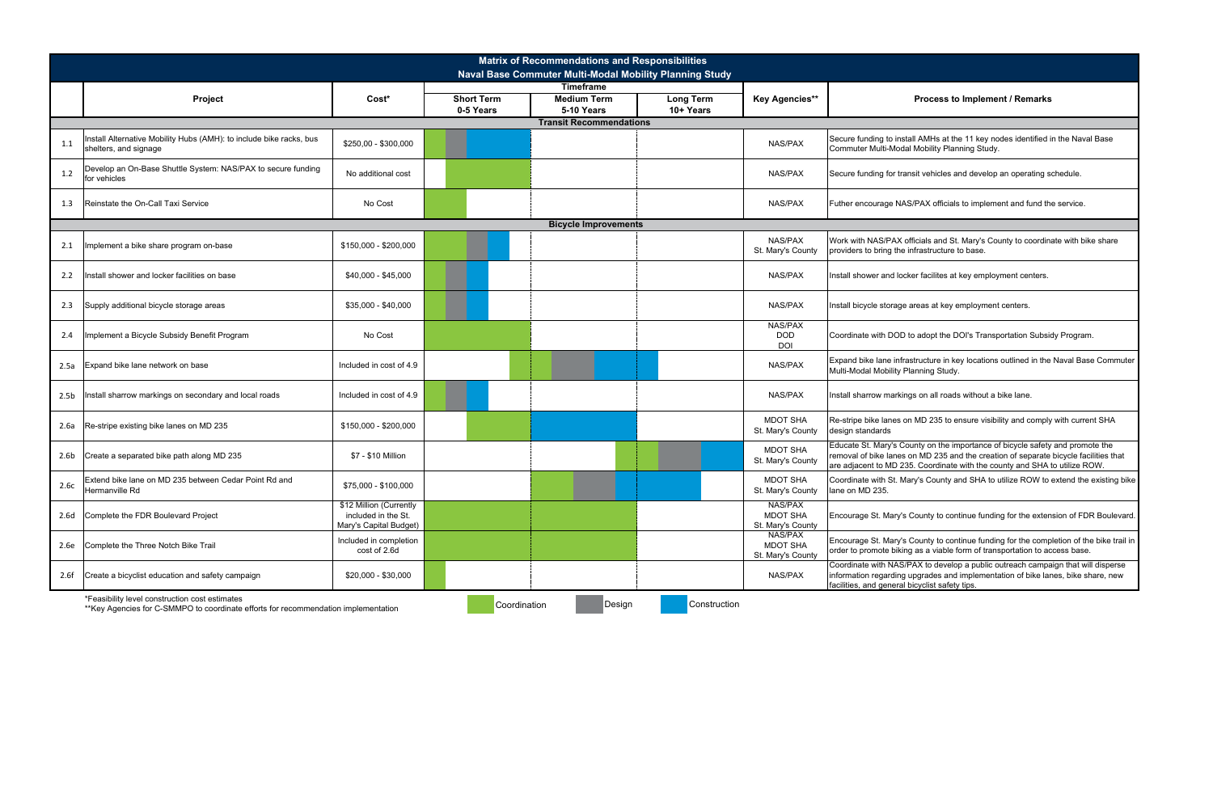# Matrix of Recommendations and Responsibilities

## Naval Base Commuter Multi-Modal Mobility Planning Study

Timeframe bars are shown as text by phase: Coordination, Design, and Construction.

| | Project | Cost* | Timeframe: Short Term 0-5 Years | Timeframe: Medium Term 5-10 Years | Timeframe: Long Term 10+ Years | Key Agencies** | Process to Implement / Remarks |
|---|---|---|---|---|---|---|---|
| **Transit Recommendations** | | | | | | | |
| 1.1 | Install Alternative Mobility Hubs (AMH): to include bike racks, bus shelters, and signage | $250,00 - $300,000 | Coordination, Design, Construction | | | NAS/PAX | Secure funding to install AMHs at the 11 key nodes identified in the Naval Base Commuter Multi-Modal Mobility Planning Study. |
| 1.2 | Develop an On-Base Shuttle System: NAS/PAX to secure funding for vehicles | No additional cost | Coordination | | | NAS/PAX | Secure funding for transit vehicles and develop an operating schedule. |
| 1.3 | Reinstate the On-Call Taxi Service | No Cost | Coordination | | | NAS/PAX | Futher encourage NAS/PAX officials to implement and fund the service. |
| **Bicycle Improvements** | | | | | | | |
| 2.1 | Implement a bike share program on-base | $150,000 - $200,000 | Coordination, Design, Construction | | | NAS/PAX<br>St. Mary's County | Work with NAS/PAX officials and St. Mary's County to coordinate with bike share providers to bring the infrastructure to base. |
| 2.2 | Install shower and locker facilities on base | $40,000 - $45,000 | Coordination, Design, Construction | | | NAS/PAX | Install shower and locker facilites at key employment centers. |
| 2.3 | Supply additional bicycle storage areas | $35,000 - $40,000 | Coordination, Design, Construction | | | NAS/PAX | Install bicycle storage areas at key employment centers. |
| 2.4 | Implement a Bicycle Subsidy Benefit Program | No Cost | Coordination | | | NAS/PAX<br>DOD<br>DOI | Coordinate with DOD to adopt the DOI's Transportation Subsidy Program. |
| 2.5a | Expand bike lane network on base | Included in cost of 4.9 | Coordination | Coordination, Design, Construction | Construction | NAS/PAX | Expand bike lane infrastructure in key locations outlined in the Naval Base Commuter Multi-Modal Mobility Planning Study. |
| 2.5b | Install sharrow markings on secondary and local roads | Included in cost of 4.9 | Coordination, Design, Construction | | | NAS/PAX | Install sharrow markings on all roads without a bike lane. |
| 2.6a | Re-stripe existing bike lanes on MD 235 | $150,000 - $200,000 | Coordination | Construction | Construction | MDOT SHA<br>St. Mary's County | Re-stripe bike lanes on MD 235 to ensure visibility and comply with current SHA design standards |
| 2.6b | Create a separated bike path along MD 235 | $7 - $10 Million | | Coordination | Coordination, Design, Construction | MDOT SHA<br>St. Mary's County | Educate St. Mary's County on the importance of bicycle safety and promote the removal of bike lanes on MD 235 and the creation of separate bicycle facilities that are adjacent to MD 235. Coordinate with the county and SHA to utilize ROW. |
| 2.6c | Extend bike lane on MD 235 between Cedar Point Rd and Hermanville Rd | $75,000 - $100,000 | | Coordination, Design, Construction | Construction | MDOT SHA<br>St. Mary's County | Coordinate with St. Mary's County and SHA to utilize ROW to extend the existing bike lane on MD 235. |
| 2.6d | Complete the FDR Boulevard Project | $12 Million (Currently included in the St. Mary's Capital Budget) | Coordination | Coordination | | NAS/PAX<br>MDOT SHA<br>St. Mary's County | Encourage St. Mary's County to continue funding for the extension of FDR Boulevard. |
| 2.6e | Complete the Three Notch Bike Trail | Included in completion cost of 2.6d | Coordination | Coordination | | NAS/PAX<br>MDOT SHA<br>St. Mary's County | Encourage St. Mary's County to continue funding for the completion of the bike trail in order to promote biking as a viable form of transportation to access base. |
| 2.6f | Create a bicyclist education and safety campaign | $20,000 - $30,000 | Coordination | | | NAS/PAX | Coordinate with NAS/PAX to develop a public outreach campaign that will disperse information regarding upgrades and implementation of bike lanes, bike share, new facilities, and general bicyclist safety tips. |

*Feasibility level construction cost estimates

**Key Agencies for C-SMMPO to coordinate efforts for recommendation implementation

Legend: Coordination | Design | Construction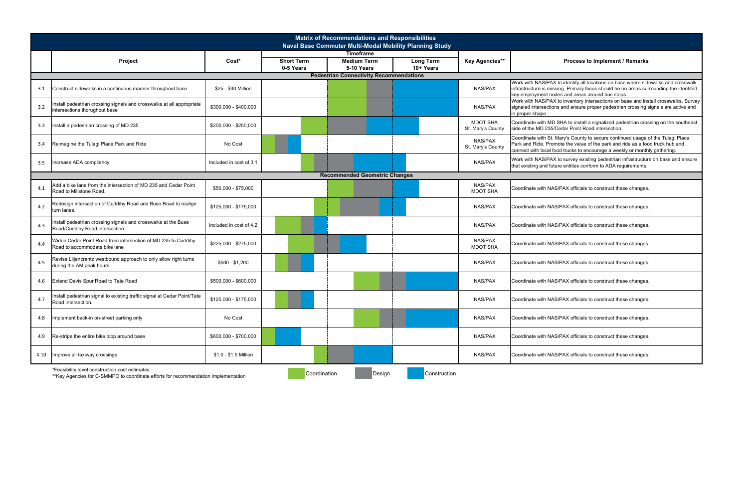## Matrix of Recommendations and Responsibilities
### Naval Base Commuter Multi-Modal Mobility Planning Study

| | Project | Cost* | Short Term 0-5 Years | Medium Term 5-10 Years | Long Term 10+ Years | Key Agencies** | Process to Implement / Remarks |
|---|---|---|---|---|---|---|---|
| **Pedestrian Connectivity Recommendations** | | | | | | | |
| 3.1 | Construct sidewalks in a continuous manner throughout base | $25 - $30 Million | | Coordination, Design | Construction | NAS/PAX | Work with NAS/PAX to identify all locations on base where sidewalks and crosswalk infrastructure is missing. Primary focus should be on areas surrounding the identifed key employment nodes and areas around bus stops. |
| 3.2 | Install pedestrian crossing signals and crosswalks at all appropriate intersections thorughout base | $300,000 - $400,000 | | Coordination, Design | Construction | NAS/PAX | Work with NAS/PAX to inventory intersections on base and install crosswalks. Survey signaled intersections and ensure proper pedestrian crossing signals are active and in proper shape. |
| 3.3 | Install a pedestrian crossing of MD 235 | $200,000 - $250,000 | Coordination | Design, Construction | Construction | MDOT SHA St. Mary's County | Coordinate with MD SHA to install a signalized pedestrian crossing on the southeast side of the MD 235/Cedar Point Road intersection. |
| 3.4 | Reimagine the Tulagi Place Park and Ride | No Cost | Coordination, Design, Construction | | | NAS/PAX St. Mary's County | Coordinate with St. Mary's County to secure continued usage of the Tulagi Place Park and Ride. Promote the value of the park and ride as a food truck hub and connect with local food trucks to encourage a weekly or monthly gathering. |
| 3.5 | Increase ADA compliancy | Included in cost of 3.1 | Coordination, Design | Design, Construction | Construction | NAS/PAX | Work with NAS/PAX to survey existing pedestrian infrastructure on base and ensure that existing and future entities conform to ADA requirements. |
| **Recommended Geometric Changes** | | | | | | | |
| 4.1 | Add a bike lane from the intersection of MD 235 and Cedar Point Road to Millstone Road. | $50,000 - $75,000 | | Coordination, Design | Construction | NAS/PAX MDOT SHA | Coordinate with NAS/PAX officials to construct these changes. |
| 4.2 | Redesign intersection of Cuddihy Road and Buse Road to realign turn lanes. | $125,000 - $175,000 | Coordination | Coordination, Design, Construction | Construction | NAS/PAX | Coordinate with NAS/PAX officials to construct these changes. |
| 4.3 | Install pedestrian crossing signals and crosswalks at the Buse Road/Cuddihy Road intersection. | Included in cost of 4.2 | Coordination, Design, Construction | | | NAS/PAX | Coordinate with NAS/PAX officials to construct these changes. |
| 4.4 | Widen Cedar Point Road from intersection of MD 235 to Cuddihy Road to accommodate bike lane | $225,000 - $275,000 | Coordination, Design | Design, Construction | | NAS/PAX MDOT SHA | Coordinate with NAS/PAX officials to construct these changes. |
| 4.5 | Revise Liljencrantz westbound approach to only allow right turns during the AM peak hours. | $500 - $1,200 | Coordination, Design, Construction | | | NAS/PAX | Coordinate with NAS/PAX officials to construct these changes. |
| 4.6 | Extend Davis Spur Road to Tate Road | $500,000 - $600,000 | | Coordination, Design | Design, Construction | NAS/PAX | Coordinate with NAS/PAX officials to construct these changes. |
| 4.7 | Install pedestrian signal to existing traffic signal at Cedar Point/Tate Road intersection. | $125,000 - $175,000 | Coordination, Design, Construction | | | NAS/PAX | Coordinate with NAS/PAX officials to construct these changes. |
| 4.8 | Implement back-in on-street parking only | No Cost | | Coordination, Design | Construction | NAS/PAX | Coordinate with NAS/PAX officials to construct these changes. |
| 4.9 | Re-stripe the entire bike loop around base | $600,000 - $700,000 | Coordination, Construction | | | NAS/PAX | Coordinate with NAS/PAX officials to construct these changes. |
| 4.10 | Improve all taxiway crossings | $1.0 - $1.5 Million | Coordination | Design, Construction | | NAS/PAX | Coordinate with NAS/PAX officials to construct these changes. |

*Feasibility level construction cost estimates

**Key Agencies for C-SMMPO to coordinate efforts for recommendation implementation

Legend: Coordination | Design | Construction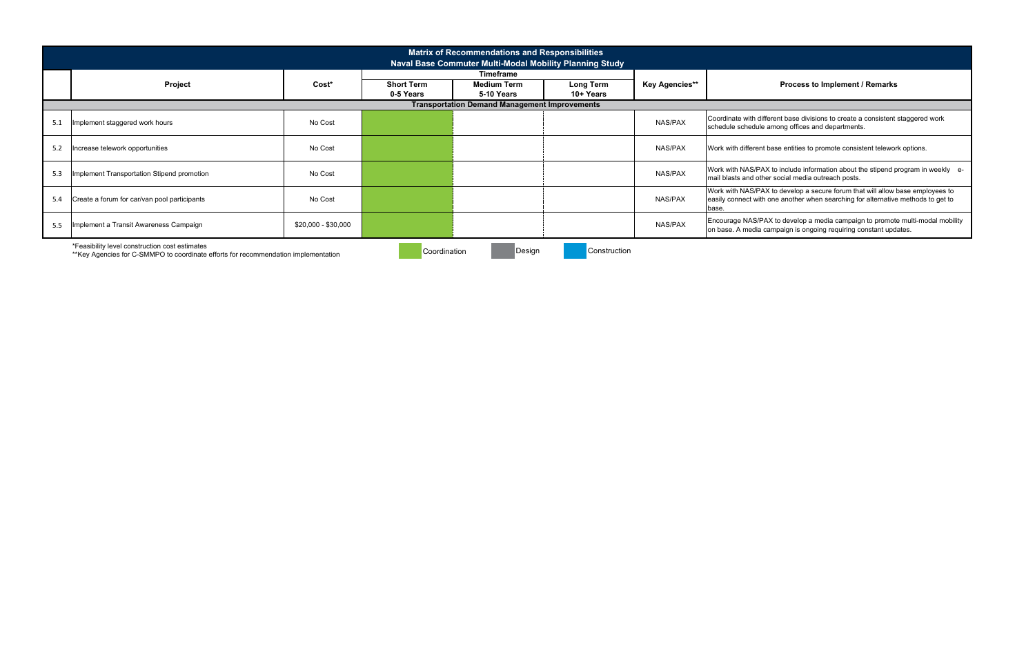| | Matrix of Recommendations and Responsibilities<br>Naval Base Commuter Multi-Modal Mobility Planning Study | | | | | | |
|---|---|---|---|---|---|---|---|
| | **Project** | **Cost*** | **Timeframe** | | | **Key Agencies**** | **Process to Implement / Remarks** |
| | | | **Short Term**<br>**0-5 Years** | **Medium Term**<br>**5-10 Years** | **Long Term**<br>**10+ Years** | | |
| | **Transportation Demand Management Improvements** | | | | | | |
| 5.1 | Implement staggered work hours | No Cost | Coordination | | | NAS/PAX | Coordinate with different base divisions to create a consistent staggered work schedule schedule among offices and departments. |
| 5.2 | Increase telework opportunities | No Cost | Coordination | | | NAS/PAX | Work with different base entities to promote consistent telework options. |
| 5.3 | Implement Transportation Stipend promotion | No Cost | Coordination | | | NAS/PAX | Work with NAS/PAX to include information about the stipend program in weekly e-mail blasts and other social media outreach posts. |
| 5.4 | Create a forum for car/van pool participants | No Cost | Coordination | | | NAS/PAX | Work with NAS/PAX to develop a secure forum that will allow base employees to easily connect with one another when searching for alternative methods to get to base. |
| 5.5 | Implement a Transit Awareness Campaign | $20,000 - $30,000 | Coordination | | | NAS/PAX | Encourage NAS/PAX to develop a media campaign to promote multi-modal mobility on base. A media campaign is ongoing requiring constant updates. |

*Feasibility level construction cost estimates
**Key Agencies for C-SMMPO to coordinate efforts for recommendation implementation

Legend: Coordination | Design | Construction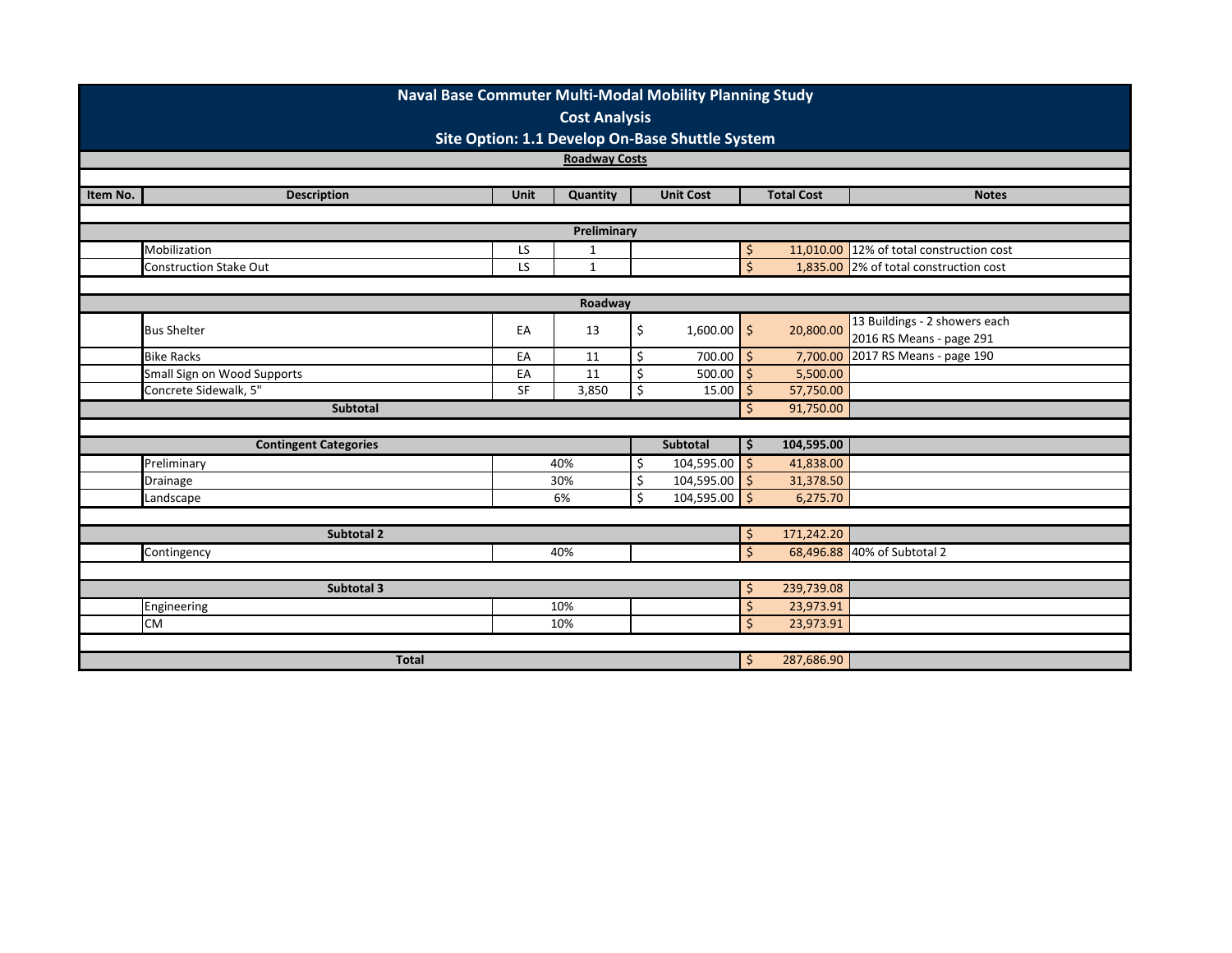# Naval Base Commuter Multi-Modal Mobility Planning Study

## Cost Analysis

## Site Option: 1.1 Develop On-Base Shuttle System

**Roadway Costs**

| Item No. | Description | Unit | Quantity | Unit Cost | Total Cost | Notes |
|---|---|---|---|---|---|---|
| | **Preliminary** | | | | | |
| | Mobilization | LS | 1 | | $ 11,010.00 | 12% of total construction cost |
| | Construction Stake Out | LS | 1 | | $ 1,835.00 | 2% of total construction cost |
| | **Roadway** | | | | | |
| | Bus Shelter | EA | 13 | $ 1,600.00 | $ 20,800.00 | 13 Buildings - 2 showers each 2016 RS Means - page 291 |
| | Bike Racks | EA | 11 | $ 700.00 | $ 7,700.00 | 2017 RS Means - page 190 |
| | Small Sign on Wood Supports | EA | 11 | $ 500.00 | $ 5,500.00 | |
| | Concrete Sidewalk, 5" | SF | 3,850 | $ 15.00 | $ 57,750.00 | |
| | **Subtotal** | | | | $ 91,750.00 | |
| | **Contingent Categories** | | | **Subtotal** | **$ 104,595.00** | |
| | Preliminary | 40% | | $ 104,595.00 | $ 41,838.00 | |
| | Drainage | 30% | | $ 104,595.00 | $ 31,378.50 | |
| | Landscape | 6% | | $ 104,595.00 | $ 6,275.70 | |
| | **Subtotal 2** | | | | $ 171,242.20 | |
| | Contingency | 40% | | | $ 68,496.88 | 40% of Subtotal 2 |
| | **Subtotal 3** | | | | $ 239,739.08 | |
| | Engineering | 10% | | | $ 23,973.91 | |
| | CM | 10% | | | $ 23,973.91 | |
| | **Total** | | | | $ 287,686.90 | |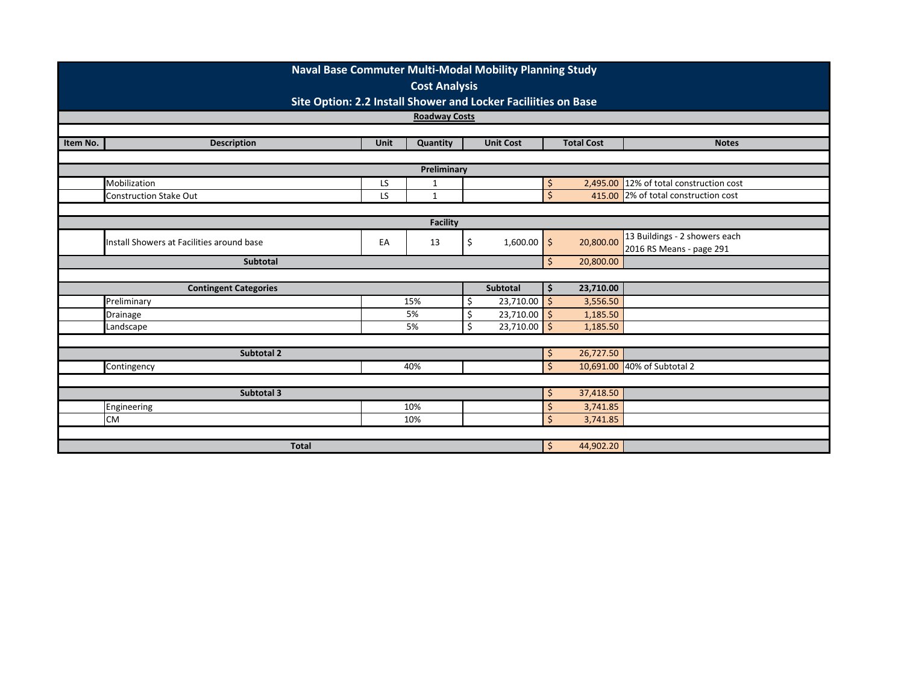# Naval Base Commuter Multi-Modal Mobility Planning Study

## Cost Analysis

## Site Option: 2.2 Install Shower and Locker Faciliities on Base

**Roadway Costs**

| Item No. | Description | Unit | Quantity | Unit Cost | Total Cost | Notes |
|---|---|---|---|---|---|---|
| | **Preliminary** | | | | | |
| | Mobilization | LS | 1 | | $ 2,495.00 | 12% of total construction cost |
| | Construction Stake Out | LS | 1 | | $ 415.00 | 2% of total construction cost |
| | **Facility** | | | | | |
| | Install Showers at Facilities around base | EA | 13 | $ 1,600.00 | $ 20,800.00 | 13 Buildings - 2 showers each<br>2016 RS Means - page 291 |
| | **Subtotal** | | | | $ 20,800.00 | |
| | **Contingent Categories** | | | **Subtotal** | **$ 23,710.00** | |
| | Preliminary | 15% | | $ 23,710.00 | $ 3,556.50 | |
| | Drainage | 5% | | $ 23,710.00 | $ 1,185.50 | |
| | Landscape | 5% | | $ 23,710.00 | $ 1,185.50 | |
| | **Subtotal 2** | | | | $ 26,727.50 | |
| | Contingency | 40% | | | $ 10,691.00 | 40% of Subtotal 2 |
| | **Subtotal 3** | | | | $ 37,418.50 | |
| | Engineering | 10% | | | $ 3,741.85 | |
| | CM | 10% | | | $ 3,741.85 | |
| | **Total** | | | | $ 44,902.20 | |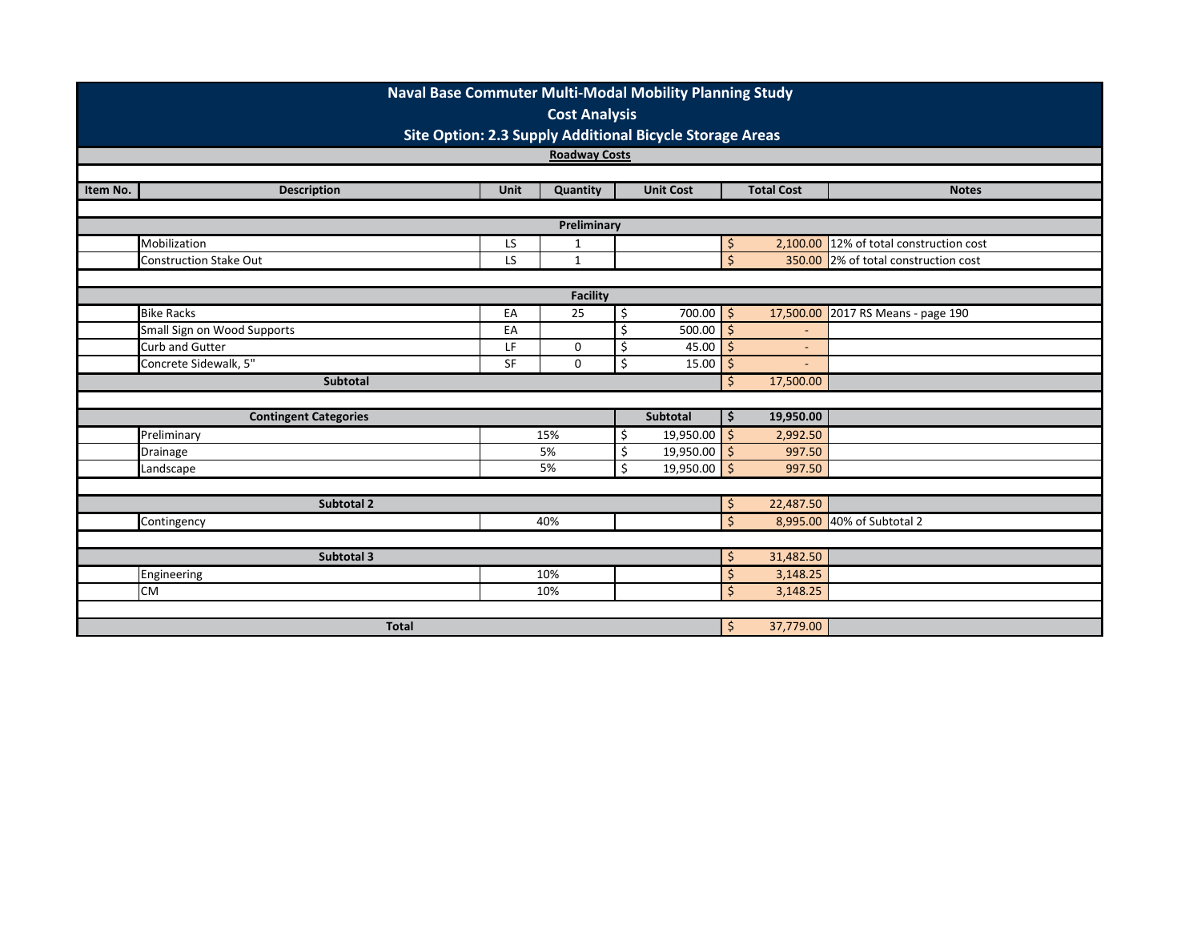# Naval Base Commuter Multi-Modal Mobility Planning Study

## Cost Analysis

## Site Option: 2.3 Supply Additional Bicycle Storage Areas

**Roadway Costs**

| Item No. | Description | Unit | Quantity | Unit Cost | Total Cost | Notes |
|---|---|---|---|---|---|---|
| | **Preliminary** | | | | | |
| | Mobilization | LS | 1 | | $ 2,100.00 | 12% of total construction cost |
| | Construction Stake Out | LS | 1 | | $ 350.00 | 2% of total construction cost |
| | **Facility** | | | | | |
| | Bike Racks | EA | 25 | $ 700.00 | $ 17,500.00 | 2017 RS Means - page 190 |
| | Small Sign on Wood Supports | EA | | $ 500.00 | $ - | |
| | Curb and Gutter | LF | 0 | $ 45.00 | $ - | |
| | Concrete Sidewalk, 5" | SF | 0 | $ 15.00 | $ - | |
| | **Subtotal** | | | | $ 17,500.00 | |
| | **Contingent Categories** | | | **Subtotal** | **$ 19,950.00** | |
| | Preliminary | 15% | | $ 19,950.00 | $ 2,992.50 | |
| | Drainage | 5% | | $ 19,950.00 | $ 997.50 | |
| | Landscape | 5% | | $ 19,950.00 | $ 997.50 | |
| | **Subtotal 2** | | | | $ 22,487.50 | |
| | Contingency | 40% | | | $ 8,995.00 | 40% of Subtotal 2 |
| | **Subtotal 3** | | | | $ 31,482.50 | |
| | Engineering | 10% | | | $ 3,148.25 | |
| | CM | 10% | | | $ 3,148.25 | |
| | **Total** | | | | $ 37,779.00 | |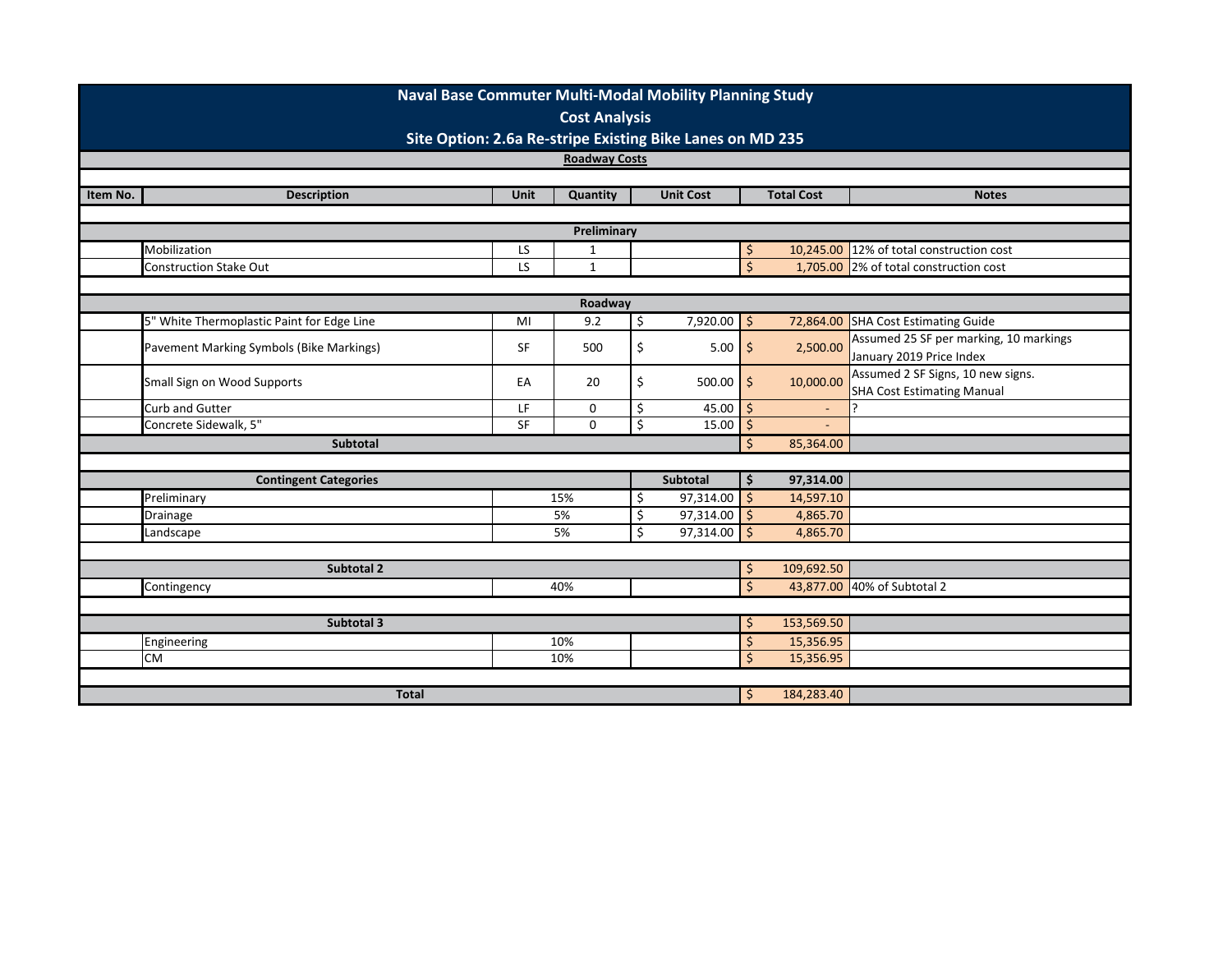# Naval Base Commuter Multi-Modal Mobility Planning Study

## Cost Analysis

## Site Option: 2.6a Re-stripe Existing Bike Lanes on MD 235

**Roadway Costs**

| Item No. | Description | Unit | Quantity | Unit Cost | Total Cost | Notes |
|---|---|---|---|---|---|---|
| | **Preliminary** | | | | | |
| | Mobilization | LS | 1 | | $ 10,245.00 | 12% of total construction cost |
| | Construction Stake Out | LS | 1 | | $ 1,705.00 | 2% of total construction cost |
| | **Roadway** | | | | | |
| | 5" White Thermoplastic Paint for Edge Line | MI | 9.2 | $ 7,920.00 | $ 72,864.00 | SHA Cost Estimating Guide |
| | Pavement Marking Symbols (Bike Markings) | SF | 500 | $ 5.00 | $ 2,500.00 | Assumed 25 SF per marking, 10 markings January 2019 Price Index |
| | Small Sign on Wood Supports | EA | 20 | $ 500.00 | $ 10,000.00 | Assumed 2 SF Signs, 10 new signs. SHA Cost Estimating Manual |
| | Curb and Gutter | LF | 0 | $ 45.00 | $ - | ? |
| | Concrete Sidewalk, 5" | SF | 0 | $ 15.00 | $ - | |
| | **Subtotal** | | | | $ 85,364.00 | |
| | **Contingent Categories** | | | **Subtotal** | **$ 97,314.00** | |
| | Preliminary | | 15% | $ 97,314.00 | $ 14,597.10 | |
| | Drainage | | 5% | $ 97,314.00 | $ 4,865.70 | |
| | Landscape | | 5% | $ 97,314.00 | $ 4,865.70 | |
| | **Subtotal 2** | | | | $ 109,692.50 | |
| | Contingency | | 40% | | $ 43,877.00 | 40% of Subtotal 2 |
| | **Subtotal 3** | | | | $ 153,569.50 | |
| | Engineering | | 10% | | $ 15,356.95 | |
| | CM | | 10% | | $ 15,356.95 | |
| | **Total** | | | | $ 184,283.40 | |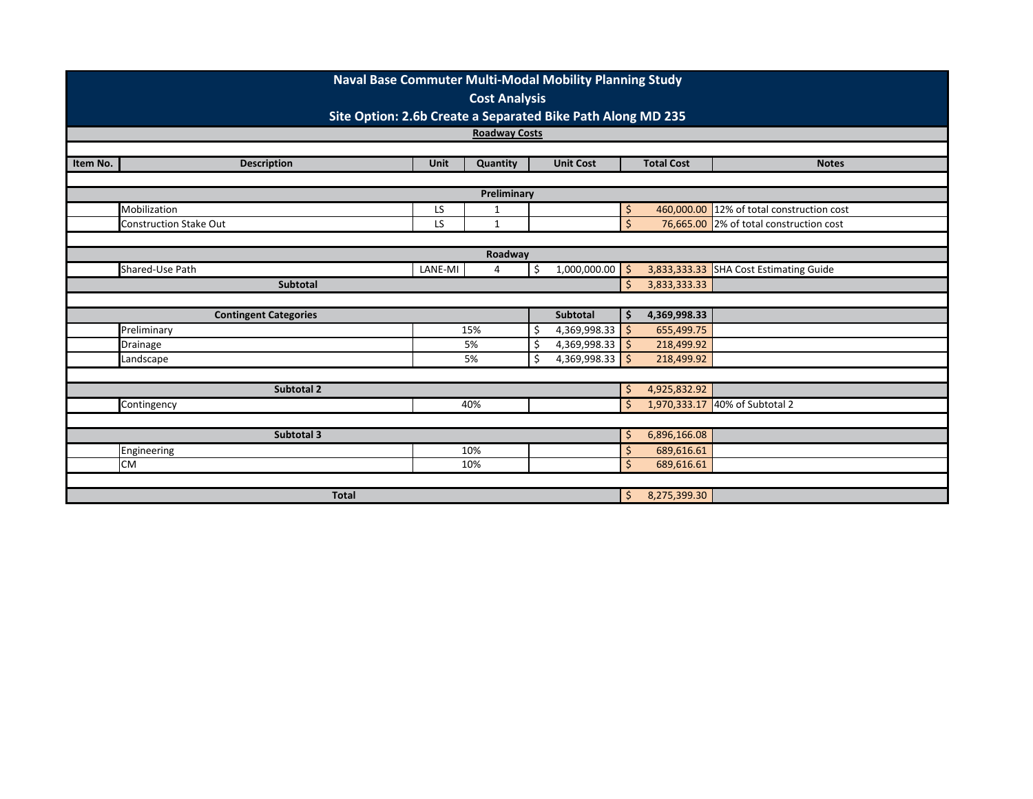# Naval Base Commuter Multi-Modal Mobility Planning Study

## Cost Analysis

### Site Option: 2.6b Create a Separated Bike Path Along MD 235

**Roadway Costs**

| Item No. | Description | Unit | Quantity | Unit Cost | Total Cost | Notes |
|---|---|---|---|---|---|---|
| | **Preliminary** | | | | | |
| | Mobilization | LS | 1 | | $ 460,000.00 | 12% of total construction cost |
| | Construction Stake Out | LS | 1 | | $ 76,665.00 | 2% of total construction cost |
| | **Roadway** | | | | | |
| | Shared-Use Path | LANE-MI | 4 | $ 1,000,000.00 | $ 3,833,333.33 | SHA Cost Estimating Guide |
| | **Subtotal** | | | | $ 3,833,333.33 | |
| | **Contingent Categories** | | | **Subtotal** | **$ 4,369,998.33** | |
| | Preliminary | 15% | | $ 4,369,998.33 | $ 655,499.75 | |
| | Drainage | 5% | | $ 4,369,998.33 | $ 218,499.92 | |
| | Landscape | 5% | | $ 4,369,998.33 | $ 218,499.92 | |
| | **Subtotal 2** | | | | $ 4,925,832.92 | |
| | Contingency | 40% | | | $ 1,970,333.17 | 40% of Subtotal 2 |
| | **Subtotal 3** | | | | $ 6,896,166.08 | |
| | Engineering | 10% | | | $ 689,616.61 | |
| | CM | 10% | | | $ 689,616.61 | |
| | **Total** | | | | $ 8,275,399.30 | |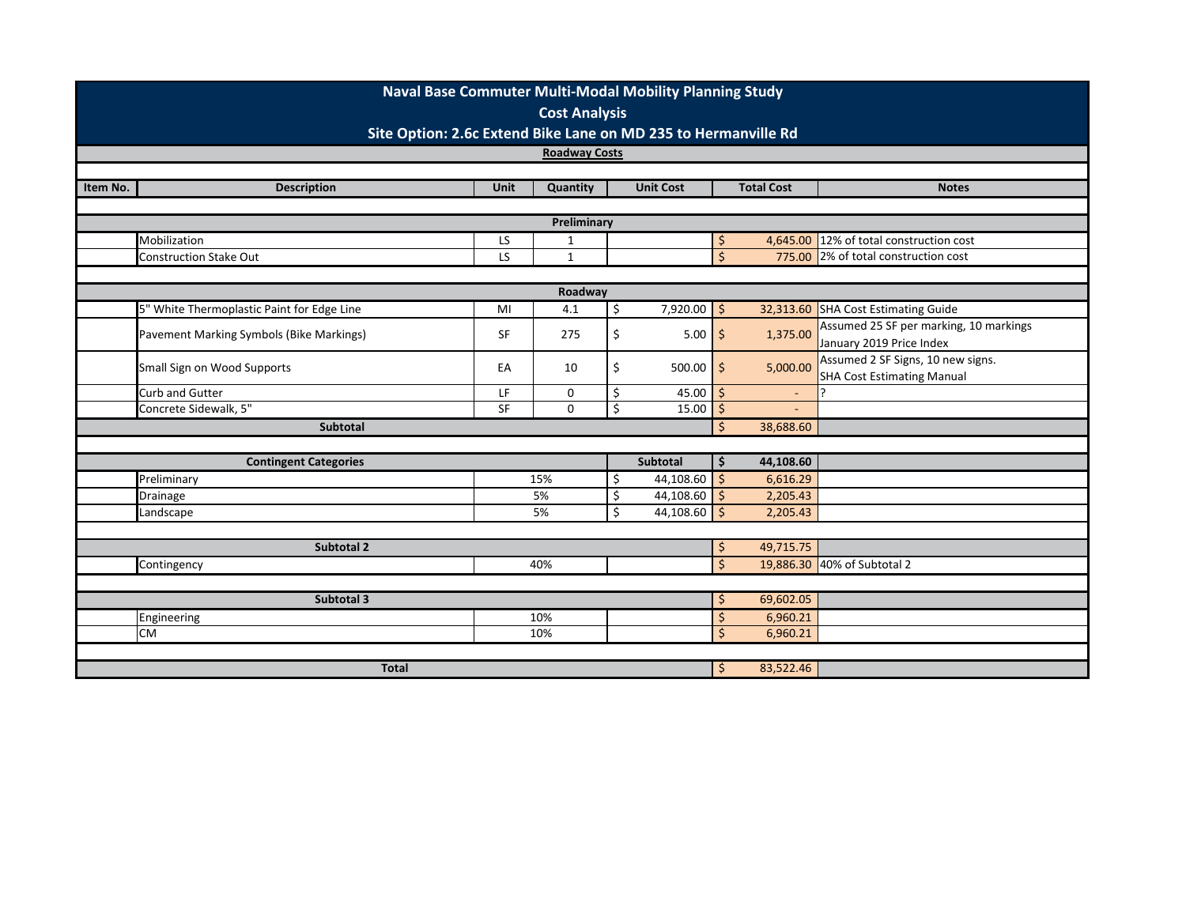# Naval Base Commuter Multi-Modal Mobility Planning Study

## Cost Analysis

## Site Option: 2.6c Extend Bike Lane on MD 235 to Hermanville Rd

**Roadway Costs**

| Item No. | Description | Unit | Quantity | Unit Cost | Total Cost | Notes |
|---|---|---|---|---|---|---|
| | **Preliminary** | | | | | |
| | Mobilization | LS | 1 | | $ 4,645.00 | 12% of total construction cost |
| | Construction Stake Out | LS | 1 | | $ 775.00 | 2% of total construction cost |
| | **Roadway** | | | | | |
| | 5" White Thermoplastic Paint for Edge Line | MI | 4.1 | $ 7,920.00 | $ 32,313.60 | SHA Cost Estimating Guide |
| | Pavement Marking Symbols (Bike Markings) | SF | 275 | $ 5.00 | $ 1,375.00 | Assumed 25 SF per marking, 10 markings January 2019 Price Index |
| | Small Sign on Wood Supports | EA | 10 | $ 500.00 | $ 5,000.00 | Assumed 2 SF Signs, 10 new signs. SHA Cost Estimating Manual |
| | Curb and Gutter | LF | 0 | $ 45.00 | $ - | ? |
| | Concrete Sidewalk, 5" | SF | 0 | $ 15.00 | $ - | |
| | **Subtotal** | | | | $ 38,688.60 | |
| | **Contingent Categories** | | | **Subtotal** | **$ 44,108.60** | |
| | Preliminary | 15% | | $ 44,108.60 | $ 6,616.29 | |
| | Drainage | 5% | | $ 44,108.60 | $ 2,205.43 | |
| | Landscape | 5% | | $ 44,108.60 | $ 2,205.43 | |
| | **Subtotal 2** | | | | $ 49,715.75 | |
| | Contingency | 40% | | | $ 19,886.30 | 40% of Subtotal 2 |
| | **Subtotal 3** | | | | $ 69,602.05 | |
| | Engineering | 10% | | | $ 6,960.21 | |
| | CM | 10% | | | $ 6,960.21 | |
| | **Total** | | | | $ 83,522.46 | |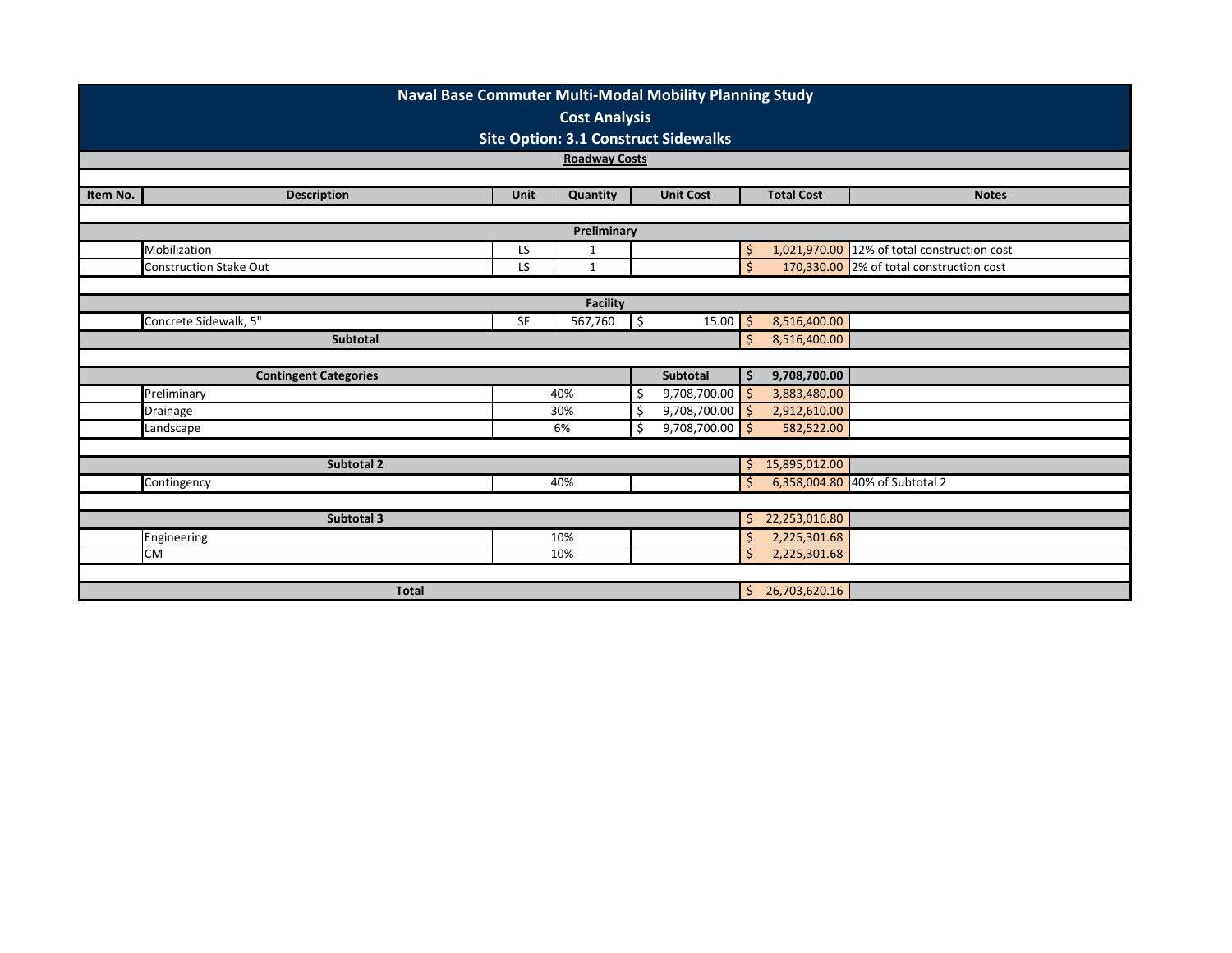# Naval Base Commuter Multi-Modal Mobility Planning Study

## Cost Analysis

## Site Option: 3.1 Construct Sidewalks

**Roadway Costs**

| Item No. | Description | Unit | Quantity | Unit Cost | Total Cost | Notes |
|---|---|---|---|---|---|---|
| | **Preliminary** | | | | | |
| | Mobilization | LS | 1 | | $ 1,021,970.00 | 12% of total construction cost |
| | Construction Stake Out | LS | 1 | | $ 170,330.00 | 2% of total construction cost |
| | **Facility** | | | | | |
| | Concrete Sidewalk, 5" | SF | 567,760 | $ 15.00 | $ 8,516,400.00 | |
| | **Subtotal** | | | | $ 8,516,400.00 | |
| | **Contingent Categories** | | | **Subtotal** | **$ 9,708,700.00** | |
| | Preliminary | 40% | | $ 9,708,700.00 | $ 3,883,480.00 | |
| | Drainage | 30% | | $ 9,708,700.00 | $ 2,912,610.00 | |
| | Landscape | 6% | | $ 9,708,700.00 | $ 582,522.00 | |
| | **Subtotal 2** | | | | $ 15,895,012.00 | |
| | Contingency | 40% | | | $ 6,358,004.80 | 40% of Subtotal 2 |
| | **Subtotal 3** | | | | $ 22,253,016.80 | |
| | Engineering | 10% | | | $ 2,225,301.68 | |
| | CM | 10% | | | $ 2,225,301.68 | |
| | **Total** | | | | $ 26,703,620.16 | |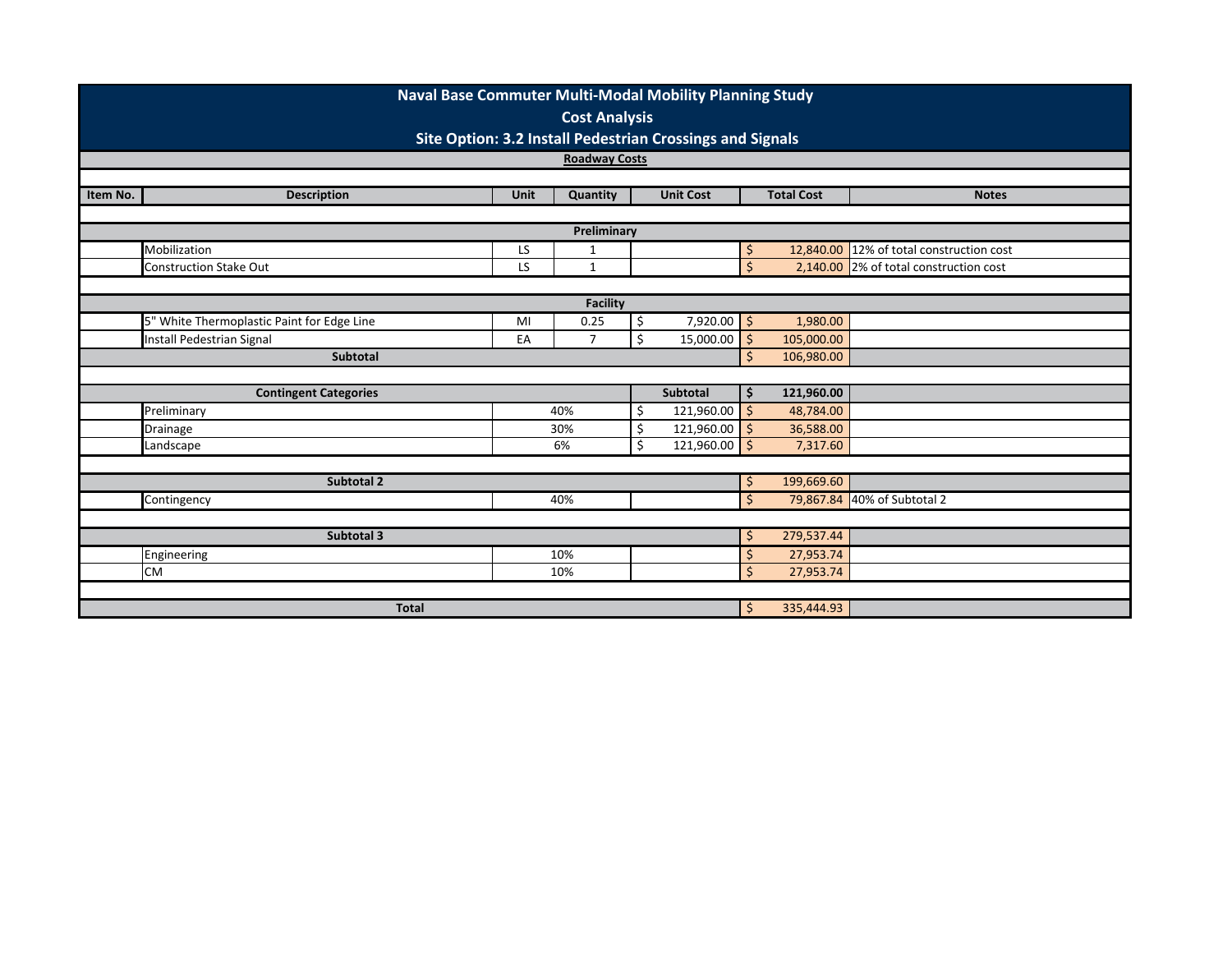# Naval Base Commuter Multi-Modal Mobility Planning Study

## Cost Analysis

### Site Option: 3.2 Install Pedestrian Crossings and Signals

**Roadway Costs**

| Item No. | Description | Unit | Quantity | Unit Cost | Total Cost | Notes |
|---|---|---|---|---|---|---|
| | **Preliminary** | | | | | |
| | Mobilization | LS | 1 | | $ 12,840.00 | 12% of total construction cost |
| | Construction Stake Out | LS | 1 | | $ 2,140.00 | 2% of total construction cost |
| | **Facility** | | | | | |
| | 5" White Thermoplastic Paint for Edge Line | MI | 0.25 | $ 7,920.00 | $ 1,980.00 | |
| | Install Pedestrian Signal | EA | 7 | $ 15,000.00 | $ 105,000.00 | |
| | **Subtotal** | | | | $ 106,980.00 | |
| | **Contingent Categories** | | | **Subtotal** | **$ 121,960.00** | |
| | Preliminary | 40% | | $ 121,960.00 | $ 48,784.00 | |
| | Drainage | 30% | | $ 121,960.00 | $ 36,588.00 | |
| | Landscape | 6% | | $ 121,960.00 | $ 7,317.60 | |
| | **Subtotal 2** | | | | $ 199,669.60 | |
| | Contingency | 40% | | | $ 79,867.84 | 40% of Subtotal 2 |
| | **Subtotal 3** | | | | $ 279,537.44 | |
| | Engineering | 10% | | | $ 27,953.74 | |
| | CM | 10% | | | $ 27,953.74 | |
| | **Total** | | | | $ 335,444.93 | |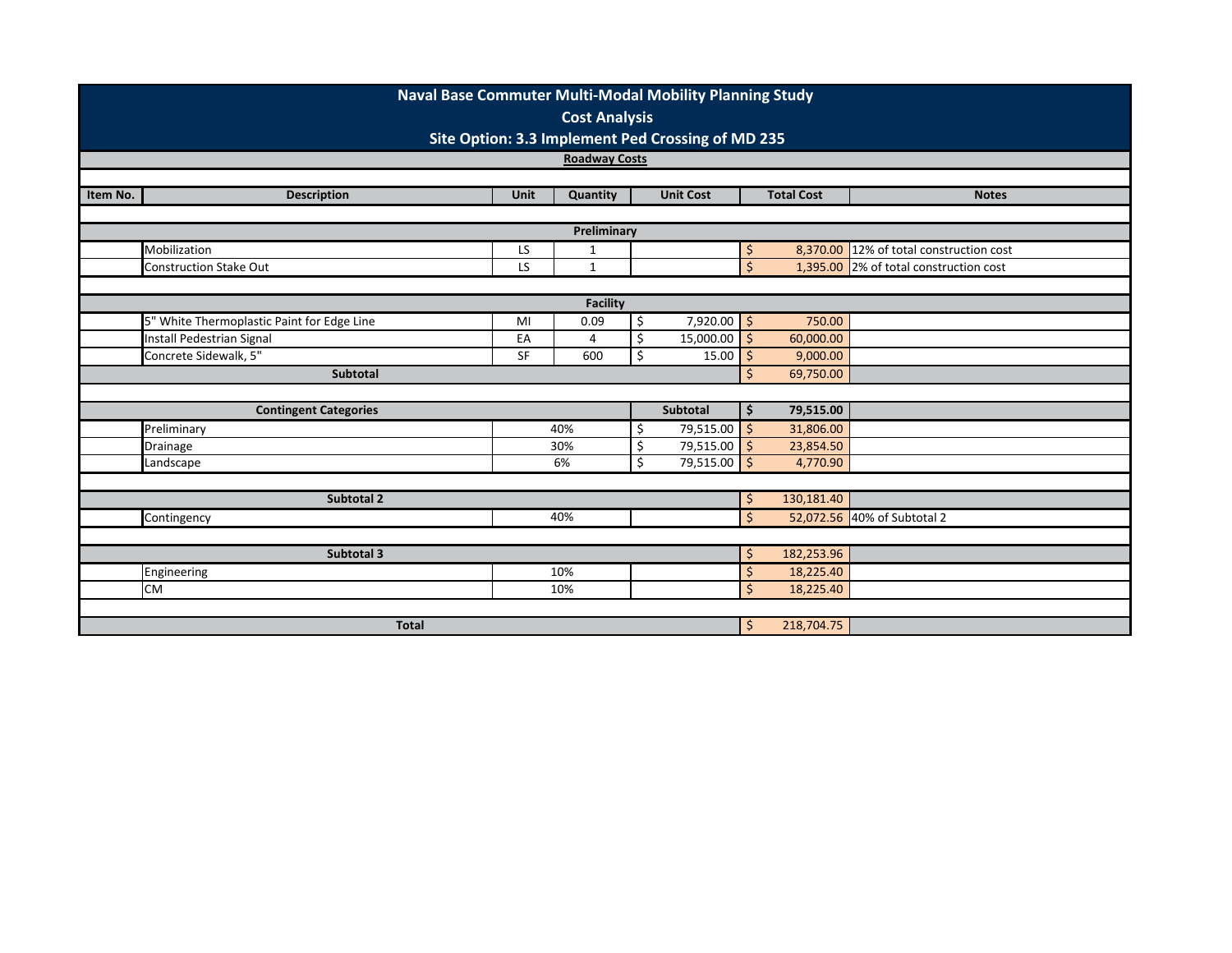# Naval Base Commuter Multi-Modal Mobility Planning Study

## Cost Analysis

## Site Option: 3.3 Implement Ped Crossing of MD 235

**Roadway Costs**

| Item No. | Description | Unit | Quantity | Unit Cost | Total Cost | Notes |
|---|---|---|---|---|---|---|
| | **Preliminary** | | | | | |
| | Mobilization | LS | 1 | | $ 8,370.00 | 12% of total construction cost |
| | Construction Stake Out | LS | 1 | | $ 1,395.00 | 2% of total construction cost |
| | **Facility** | | | | | |
| | 5" White Thermoplastic Paint for Edge Line | MI | 0.09 | $ 7,920.00 | $ 750.00 | |
| | Install Pedestrian Signal | EA | 4 | $ 15,000.00 | $ 60,000.00 | |
| | Concrete Sidewalk, 5" | SF | 600 | $ 15.00 | $ 9,000.00 | |
| | **Subtotal** | | | | $ 69,750.00 | |
| | **Contingent Categories** | | | **Subtotal** | **$ 79,515.00** | |
| | Preliminary | 40% | | $ 79,515.00 | $ 31,806.00 | |
| | Drainage | 30% | | $ 79,515.00 | $ 23,854.50 | |
| | Landscape | 6% | | $ 79,515.00 | $ 4,770.90 | |
| | **Subtotal 2** | | | | $ 130,181.40 | |
| | Contingency | 40% | | | $ 52,072.56 | 40% of Subtotal 2 |
| | **Subtotal 3** | | | | $ 182,253.96 | |
| | Engineering | 10% | | | $ 18,225.40 | |
| | CM | 10% | | | $ 18,225.40 | |
| | **Total** | | | | $ 218,704.75 | |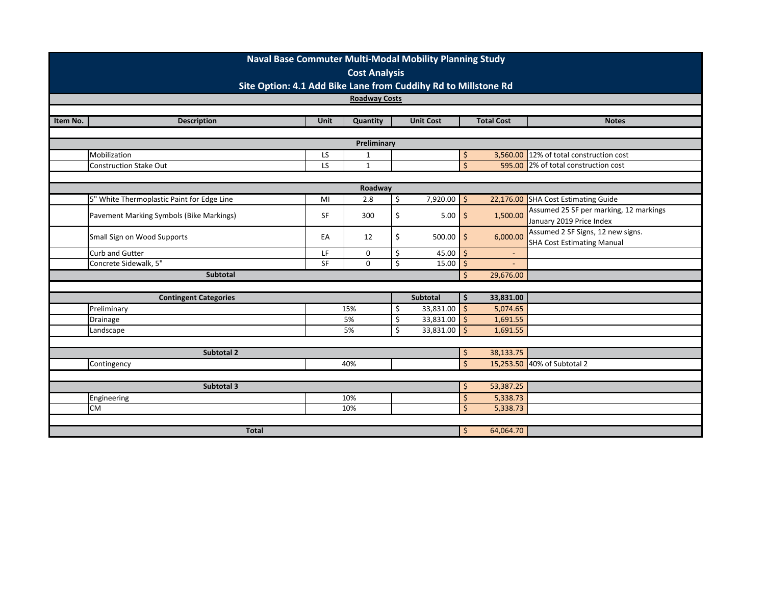# Naval Base Commuter Multi-Modal Mobility Planning Study

## Cost Analysis

## Site Option: 4.1 Add Bike Lane from Cuddihy Rd to Millstone Rd

### Roadway Costs

| Item No. | Description | Unit | Quantity | Unit Cost | Total Cost | Notes |
|---|---|---|---|---|---|---|
| | **Preliminary** | | | | | |
| | Mobilization | LS | 1 | | $ 3,560.00 | 12% of total construction cost |
| | Construction Stake Out | LS | 1 | | $ 595.00 | 2% of total construction cost |
| | **Roadway** | | | | | |
| | 5" White Thermoplastic Paint for Edge Line | MI | 2.8 | $ 7,920.00 | $ 22,176.00 | SHA Cost Estimating Guide |
| | Pavement Marking Symbols (Bike Markings) | SF | 300 | $ 5.00 | $ 1,500.00 | Assumed 25 SF per marking, 12 markings January 2019 Price Index |
| | Small Sign on Wood Supports | EA | 12 | $ 500.00 | $ 6,000.00 | Assumed 2 SF Signs, 12 new signs. SHA Cost Estimating Manual |
| | Curb and Gutter | LF | 0 | $ 45.00 | $ - | |
| | Concrete Sidewalk, 5" | SF | 0 | $ 15.00 | $ - | |
| | **Subtotal** | | | | $ 29,676.00 | |
| | **Contingent Categories** | | | **Subtotal** | **$ 33,831.00** | |
| | Preliminary | 15% | | $ 33,831.00 | $ 5,074.65 | |
| | Drainage | 5% | | $ 33,831.00 | $ 1,691.55 | |
| | Landscape | 5% | | $ 33,831.00 | $ 1,691.55 | |
| | **Subtotal 2** | | | | $ 38,133.75 | |
| | Contingency | 40% | | | $ 15,253.50 | 40% of Subtotal 2 |
| | **Subtotal 3** | | | | $ 53,387.25 | |
| | Engineering | 10% | | | $ 5,338.73 | |
| | CM | 10% | | | $ 5,338.73 | |
| | **Total** | | | | $ 64,064.70 | |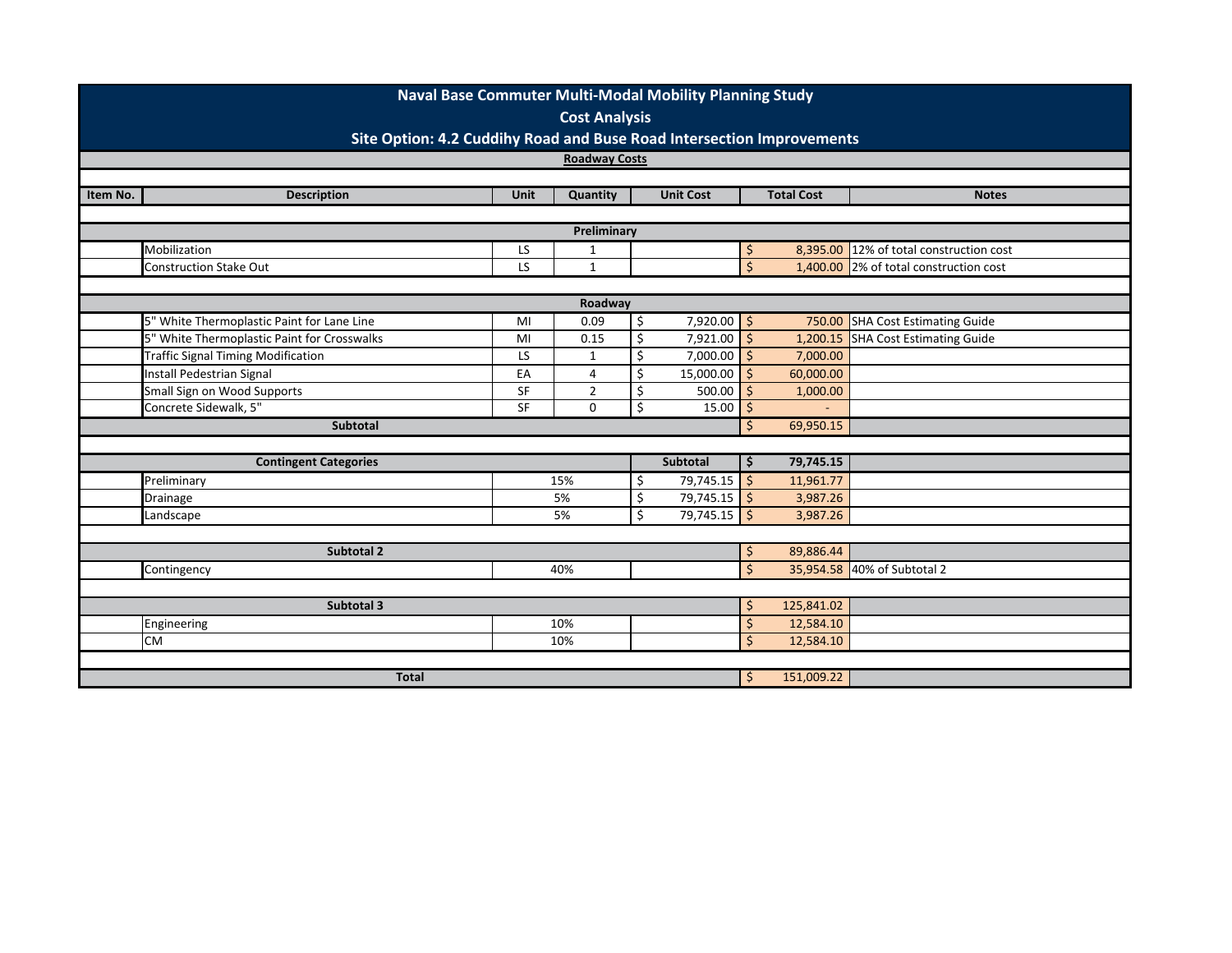# Naval Base Commuter Multi-Modal Mobility Planning Study

## Cost Analysis

## Site Option: 4.2 Cuddihy Road and Buse Road Intersection Improvements

**Roadway Costs**

| Item No. | Description | Unit | Quantity | Unit Cost | Total Cost | Notes |
|---|---|---|---|---|---|---|
| | **Preliminary** | | | | | |
| | Mobilization | LS | 1 | | $ 8,395.00 | 12% of total construction cost |
| | Construction Stake Out | LS | 1 | | $ 1,400.00 | 2% of total construction cost |
| | **Roadway** | | | | | |
| | 5" White Thermoplastic Paint for Lane Line | MI | 0.09 | $ 7,920.00 | $ 750.00 | SHA Cost Estimating Guide |
| | 5" White Thermoplastic Paint for Crosswalks | MI | 0.15 | $ 7,921.00 | $ 1,200.15 | SHA Cost Estimating Guide |
| | Traffic Signal Timing Modification | LS | 1 | $ 7,000.00 | $ 7,000.00 | |
| | Install Pedestrian Signal | EA | 4 | $ 15,000.00 | $ 60,000.00 | |
| | Small Sign on Wood Supports | SF | 2 | $ 500.00 | $ 1,000.00 | |
| | Concrete Sidewalk, 5" | SF | 0 | $ 15.00 | $ - | |
| | **Subtotal** | | | | $ 69,950.15 | |
| | **Contingent Categories** | | | **Subtotal** | **$ 79,745.15** | |
| | Preliminary | | 15% | $ 79,745.15 | $ 11,961.77 | |
| | Drainage | | 5% | $ 79,745.15 | $ 3,987.26 | |
| | Landscape | | 5% | $ 79,745.15 | $ 3,987.26 | |
| | **Subtotal 2** | | | | $ 89,886.44 | |
| | Contingency | | 40% | | $ 35,954.58 | 40% of Subtotal 2 |
| | **Subtotal 3** | | | | $ 125,841.02 | |
| | Engineering | | 10% | | $ 12,584.10 | |
| | CM | | 10% | | $ 12,584.10 | |
| | **Total** | | | | $ 151,009.22 | |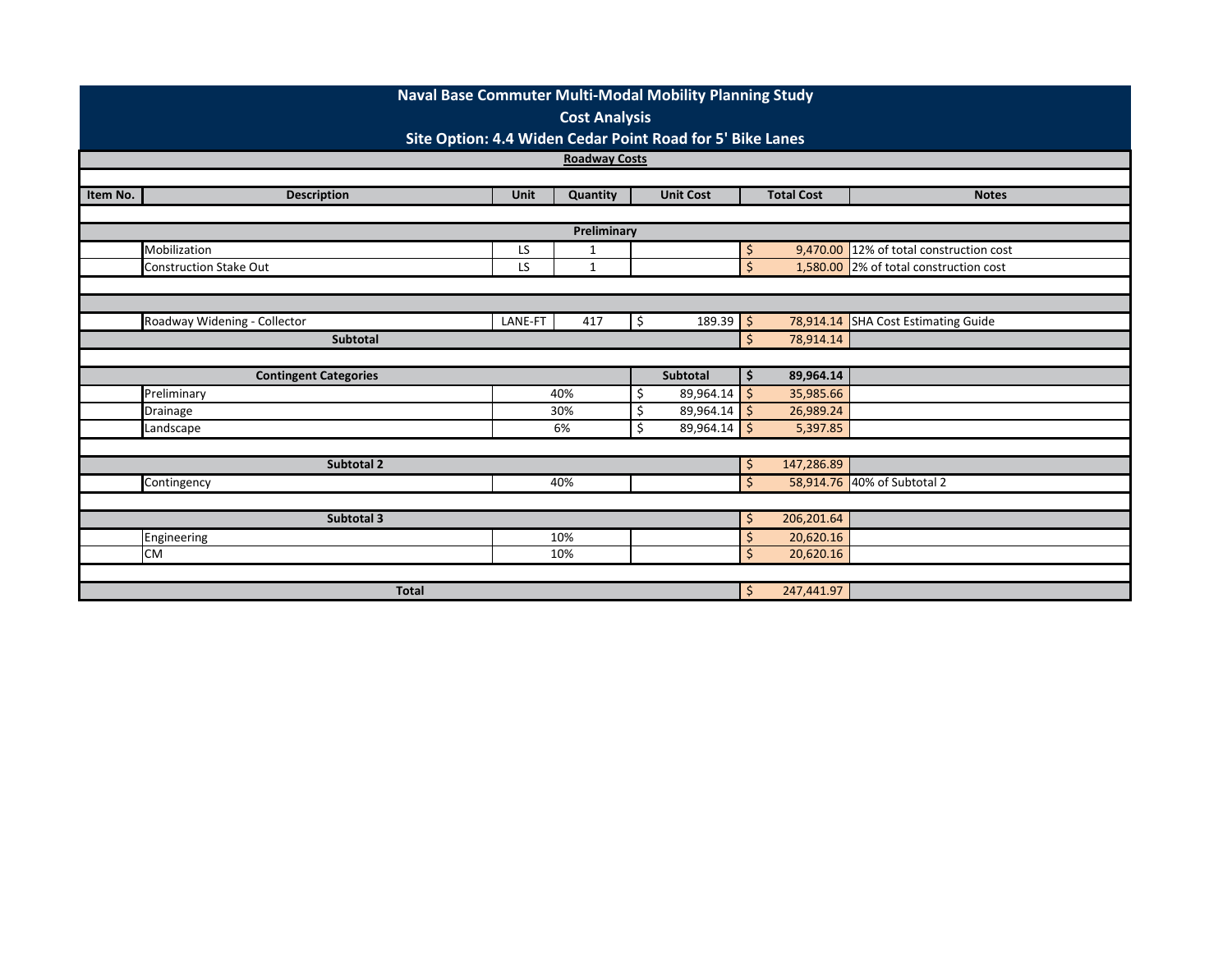# Naval Base Commuter Multi-Modal Mobility Planning Study

## Cost Analysis

## Site Option: 4.4 Widen Cedar Point Road for 5' Bike Lanes

### Roadway Costs

| Item No. | Description | Unit | Quantity | Unit Cost | Total Cost | Notes |
|---|---|---|---|---|---|---|
| | **Preliminary** | | | | | |
| | Mobilization | LS | 1 | | $ 9,470.00 | 12% of total construction cost |
| | Construction Stake Out | LS | 1 | | $ 1,580.00 | 2% of total construction cost |
| | | | | | | |
| | Roadway Widening - Collector | LANE-FT | 417 | $ 189.39 | $ 78,914.14 | SHA Cost Estimating Guide |
| | **Subtotal** | | | | $ 78,914.14 | |
| | **Contingent Categories** | | | **Subtotal** | **$ 89,964.14** | |
| | Preliminary | | 40% | $ 89,964.14 | $ 35,985.66 | |
| | Drainage | | 30% | $ 89,964.14 | $ 26,989.24 | |
| | Landscape | | 6% | $ 89,964.14 | $ 5,397.85 | |
| | **Subtotal 2** | | | | $ 147,286.89 | |
| | Contingency | | 40% | | $ 58,914.76 | 40% of Subtotal 2 |
| | **Subtotal 3** | | | | $ 206,201.64 | |
| | Engineering | | 10% | | $ 20,620.16 | |
| | CM | | 10% | | $ 20,620.16 | |
| | **Total** | | | | $ 247,441.97 | |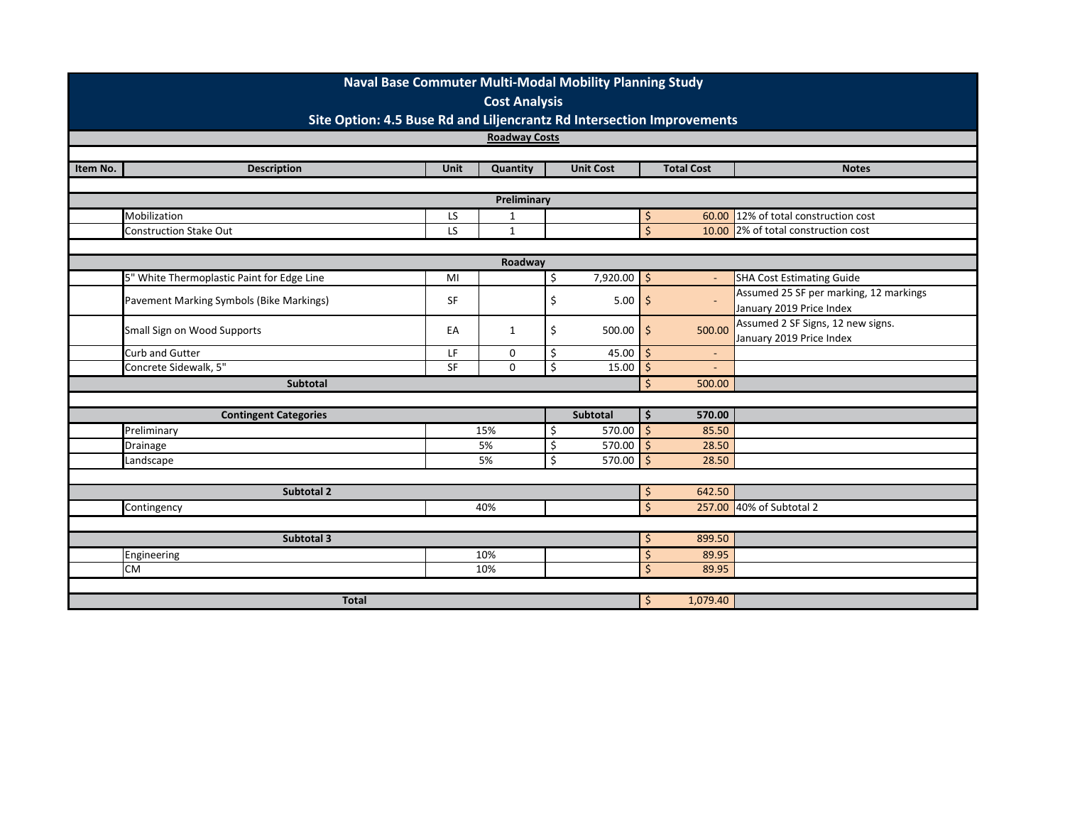# Naval Base Commuter Multi-Modal Mobility Planning Study

## Cost Analysis

### Site Option: 4.5 Buse Rd and Liljencrantz Rd Intersection Improvements

**Roadway Costs**

| Item No. | Description | Unit | Quantity | Unit Cost | Total Cost | Notes |
|---|---|---|---|---|---|---|
| | **Preliminary** | | | | | |
| | Mobilization | LS | 1 | | $ 60.00 | 12% of total construction cost |
| | Construction Stake Out | LS | 1 | | $ 10.00 | 2% of total construction cost |
| | **Roadway** | | | | | |
| | 5" White Thermoplastic Paint for Edge Line | MI | | $ 7,920.00 | $ - | SHA Cost Estimating Guide |
| | Pavement Marking Symbols (Bike Markings) | SF | | $ 5.00 | $ - | Assumed 25 SF per marking, 12 markings January 2019 Price Index |
| | Small Sign on Wood Supports | EA | 1 | $ 500.00 | $ 500.00 | Assumed 2 SF Signs, 12 new signs. January 2019 Price Index |
| | Curb and Gutter | LF | 0 | $ 45.00 | $ - | |
| | Concrete Sidewalk, 5" | SF | 0 | $ 15.00 | $ - | |
| | **Subtotal** | | | | $ 500.00 | |
| | **Contingent Categories** | | | **Subtotal** | **$ 570.00** | |
| | Preliminary | 15% | | $ 570.00 | $ 85.50 | |
| | Drainage | 5% | | $ 570.00 | $ 28.50 | |
| | Landscape | 5% | | $ 570.00 | $ 28.50 | |
| | **Subtotal 2** | | | | $ 642.50 | |
| | Contingency | 40% | | | $ 257.00 | 40% of Subtotal 2 |
| | **Subtotal 3** | | | | $ 899.50 | |
| | Engineering | 10% | | | $ 89.95 | |
| | CM | 10% | | | $ 89.95 | |
| | **Total** | | | | $ 1,079.40 | |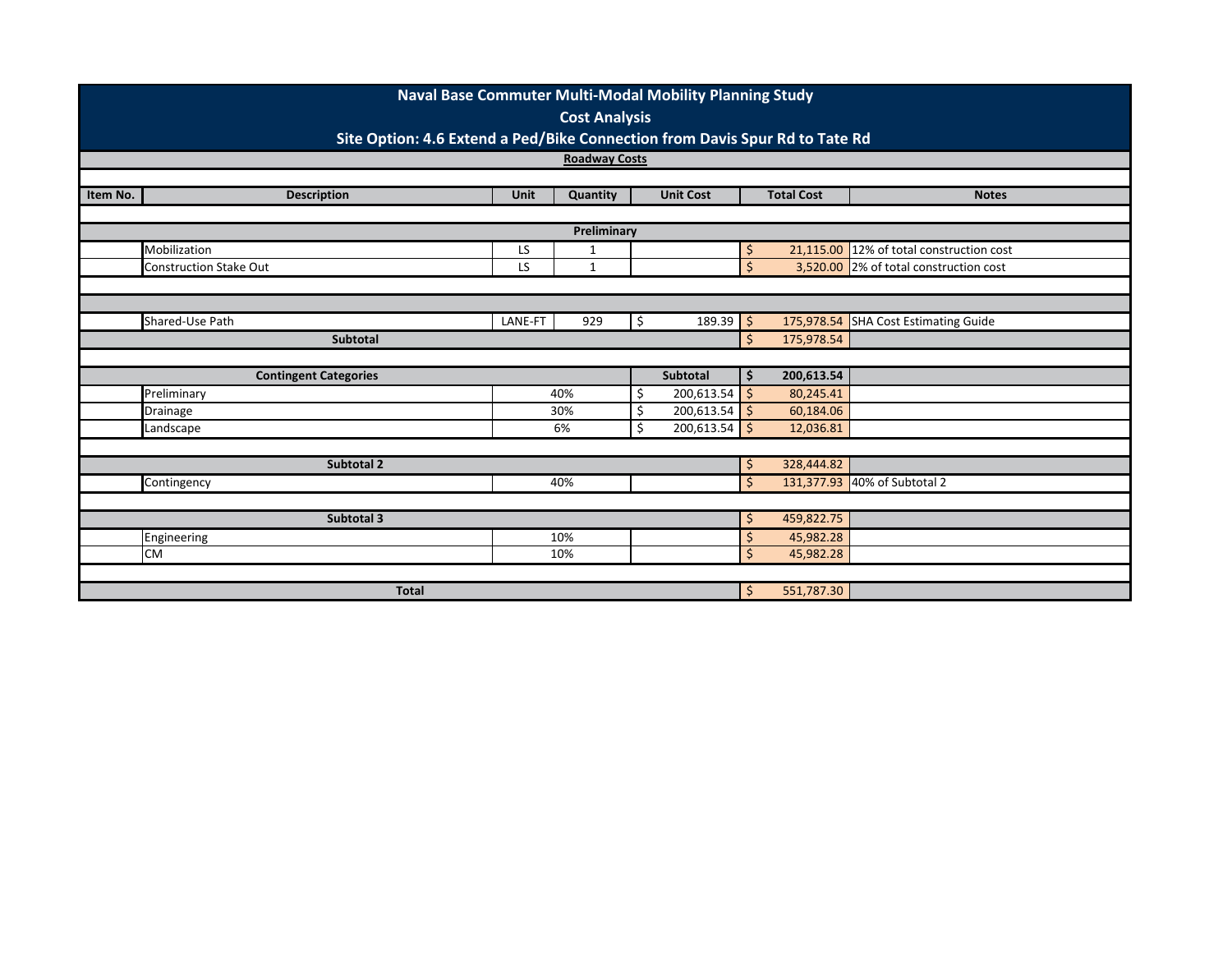# Naval Base Commuter Multi-Modal Mobility Planning Study

## Cost Analysis

### Site Option: 4.6 Extend a Ped/Bike Connection from Davis Spur Rd to Tate Rd

**Roadway Costs**

| Item No. | Description | Unit | Quantity | Unit Cost | Total Cost | Notes |
|---|---|---|---|---|---|---|
| | **Preliminary** | | | | | |
| | Mobilization | LS | 1 | | $ 21,115.00 | 12% of total construction cost |
| | Construction Stake Out | LS | 1 | | $ 3,520.00 | 2% of total construction cost |
| | | | | | | |
| | Shared-Use Path | LANE-FT | 929 | $ 189.39 | $ 175,978.54 | SHA Cost Estimating Guide |
| | **Subtotal** | | | | $ 175,978.54 | |
| | **Contingent Categories** | | | **Subtotal** | **$ 200,613.54** | |
| | Preliminary | 40% | | $ 200,613.54 | $ 80,245.41 | |
| | Drainage | 30% | | $ 200,613.54 | $ 60,184.06 | |
| | Landscape | 6% | | $ 200,613.54 | $ 12,036.81 | |
| | **Subtotal 2** | | | | $ 328,444.82 | |
| | Contingency | 40% | | | $ 131,377.93 | 40% of Subtotal 2 |
| | **Subtotal 3** | | | | $ 459,822.75 | |
| | Engineering | 10% | | | $ 45,982.28 | |
| | CM | 10% | | | $ 45,982.28 | |
| | **Total** | | | | $ 551,787.30 | |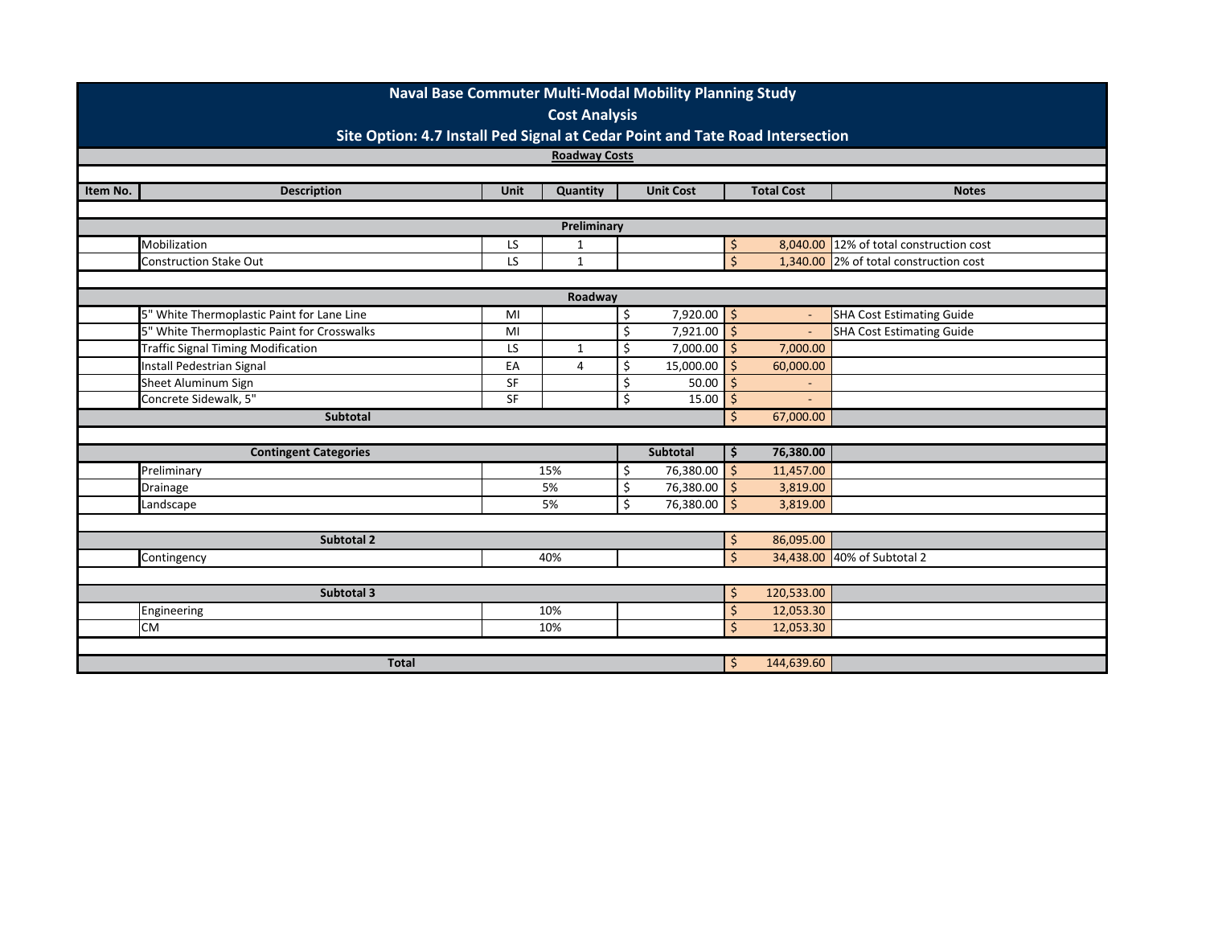# Naval Base Commuter Multi-Modal Mobility Planning Study

## Cost Analysis

## Site Option: 4.7 Install Ped Signal at Cedar Point and Tate Road Intersection

**Roadway Costs**

| Item No. | Description | Unit | Quantity | Unit Cost | Total Cost | Notes |
|---|---|---|---|---|---|---|
| | **Preliminary** | | | | | |
| | Mobilization | LS | 1 | | $ 8,040.00 | 12% of total construction cost |
| | Construction Stake Out | LS | 1 | | $ 1,340.00 | 2% of total construction cost |
| | **Roadway** | | | | | |
| | 5" White Thermoplastic Paint for Lane Line | MI | | $ 7,920.00 | $ - | SHA Cost Estimating Guide |
| | 5" White Thermoplastic Paint for Crosswalks | MI | | $ 7,921.00 | $ - | SHA Cost Estimating Guide |
| | Traffic Signal Timing Modification | LS | 1 | $ 7,000.00 | $ 7,000.00 | |
| | Install Pedestrian Signal | EA | 4 | $ 15,000.00 | $ 60,000.00 | |
| | Sheet Aluminum Sign | SF | | $ 50.00 | $ - | |
| | Concrete Sidewalk, 5" | SF | | $ 15.00 | $ - | |
| | **Subtotal** | | | | $ 67,000.00 | |
| | **Contingent Categories** | | | **Subtotal** | **$ 76,380.00** | |
| | Preliminary | | 15% | $ 76,380.00 | $ 11,457.00 | |
| | Drainage | | 5% | $ 76,380.00 | $ 3,819.00 | |
| | Landscape | | 5% | $ 76,380.00 | $ 3,819.00 | |
| | **Subtotal 2** | | | | $ 86,095.00 | |
| | Contingency | | 40% | | $ 34,438.00 | 40% of Subtotal 2 |
| | **Subtotal 3** | | | | $ 120,533.00 | |
| | Engineering | | 10% | | $ 12,053.30 | |
| | CM | | 10% | | $ 12,053.30 | |
| | **Total** | | | | $ 144,639.60 | |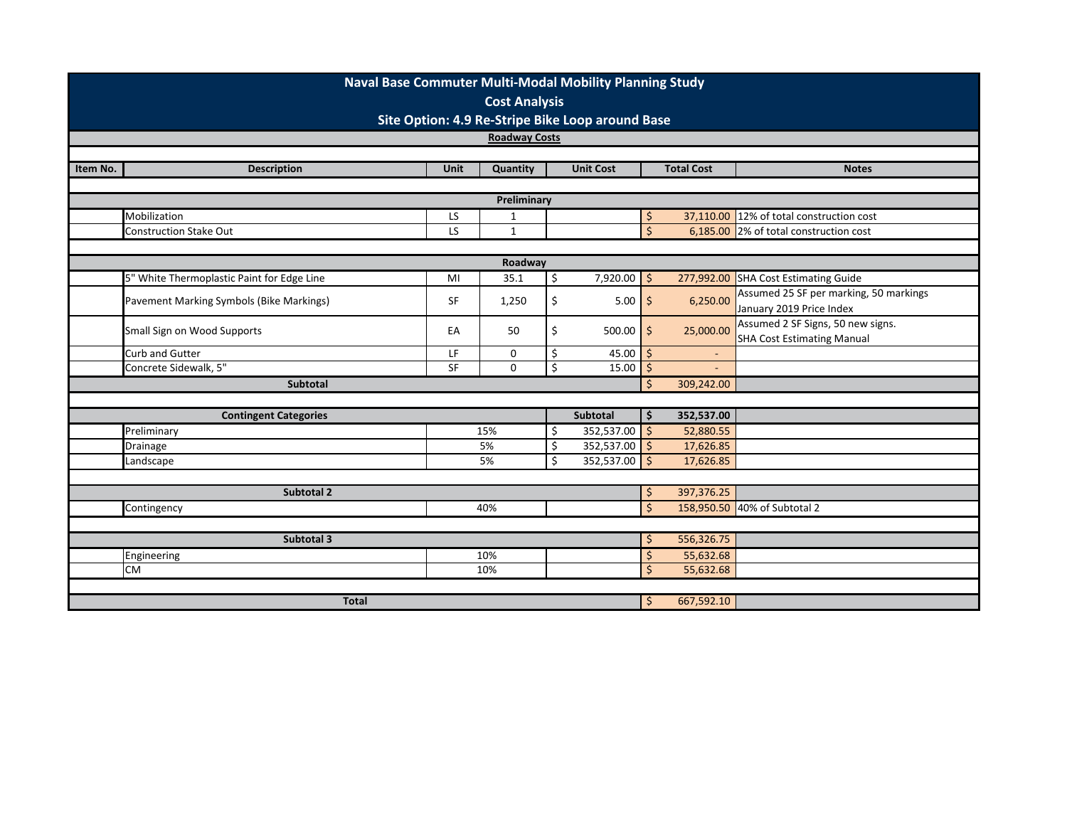# Naval Base Commuter Multi-Modal Mobility Planning Study

## Cost Analysis

## Site Option: 4.9 Re-Stripe Bike Loop around Base

**Roadway Costs**

| Item No. | Description | Unit | Quantity | Unit Cost | Total Cost | Notes |
|---|---|---|---|---|---|---|
| | **Preliminary** | | | | | |
| | Mobilization | LS | 1 | | $ 37,110.00 | 12% of total construction cost |
| | Construction Stake Out | LS | 1 | | $ 6,185.00 | 2% of total construction cost |
| | **Roadway** | | | | | |
| | 5" White Thermoplastic Paint for Edge Line | MI | 35.1 | $ 7,920.00 | $ 277,992.00 | SHA Cost Estimating Guide |
| | Pavement Marking Symbols (Bike Markings) | SF | 1,250 | $ 5.00 | $ 6,250.00 | Assumed 25 SF per marking, 50 markings January 2019 Price Index |
| | Small Sign on Wood Supports | EA | 50 | $ 500.00 | $ 25,000.00 | Assumed 2 SF Signs, 50 new signs. SHA Cost Estimating Manual |
| | Curb and Gutter | LF | 0 | $ 45.00 | $ - | |
| | Concrete Sidewalk, 5" | SF | 0 | $ 15.00 | $ - | |
| | **Subtotal** | | | | $ 309,242.00 | |
| | **Contingent Categories** | | | **Subtotal** | **$ 352,537.00** | |
| | Preliminary | | 15% | $ 352,537.00 | $ 52,880.55 | |
| | Drainage | | 5% | $ 352,537.00 | $ 17,626.85 | |
| | Landscape | | 5% | $ 352,537.00 | $ 17,626.85 | |
| | **Subtotal 2** | | | | $ 397,376.25 | |
| | Contingency | | 40% | | $ 158,950.50 | 40% of Subtotal 2 |
| | **Subtotal 3** | | | | $ 556,326.75 | |
| | Engineering | | 10% | | $ 55,632.68 | |
| | CM | | 10% | | $ 55,632.68 | |
| | **Total** | | | | $ 667,592.10 | |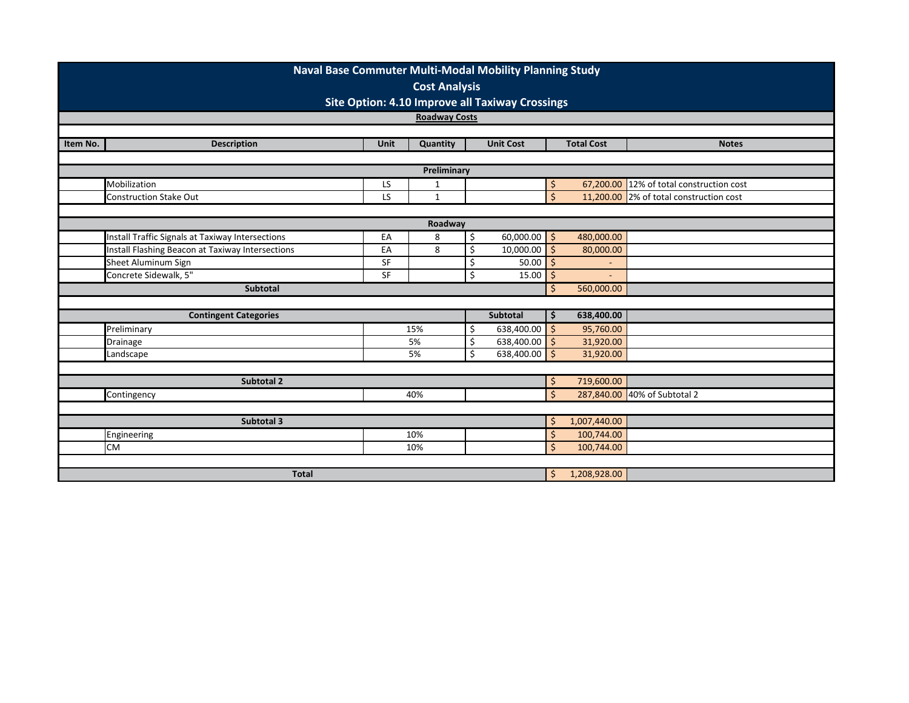# Naval Base Commuter Multi-Modal Mobility Planning Study

## Cost Analysis

### Site Option: 4.10 Improve all Taxiway Crossings

**Roadway Costs**

| Item No. | Description | Unit | Quantity | Unit Cost | Total Cost | Notes |
|---|---|---|---|---|---|---|
| | **Preliminary** | | | | | |
| | Mobilization | LS | 1 | | $ 67,200.00 | 12% of total construction cost |
| | Construction Stake Out | LS | 1 | | $ 11,200.00 | 2% of total construction cost |
| | **Roadway** | | | | | |
| | Install Traffic Signals at Taxiway Intersections | EA | 8 | $ 60,000.00 | $ 480,000.00 | |
| | Install Flashing Beacon at Taxiway Intersections | EA | 8 | $ 10,000.00 | $ 80,000.00 | |
| | Sheet Aluminum Sign | SF | | $ 50.00 | $ - | |
| | Concrete Sidewalk, 5" | SF | | $ 15.00 | $ - | |
| | **Subtotal** | | | | $ 560,000.00 | |
| | **Contingent Categories** | | | **Subtotal** | **$ 638,400.00** | |
| | Preliminary | 15% | | $ 638,400.00 | $ 95,760.00 | |
| | Drainage | 5% | | $ 638,400.00 | $ 31,920.00 | |
| | Landscape | 5% | | $ 638,400.00 | $ 31,920.00 | |
| | **Subtotal 2** | | | | $ 719,600.00 | |
| | Contingency | 40% | | | $ 287,840.00 | 40% of Subtotal 2 |
| | **Subtotal 3** | | | | $ 1,007,440.00 | |
| | Engineering | 10% | | | $ 100,744.00 | |
| | CM | 10% | | | $ 100,744.00 | |
| | **Total** | | | | $ 1,208,928.00 | |